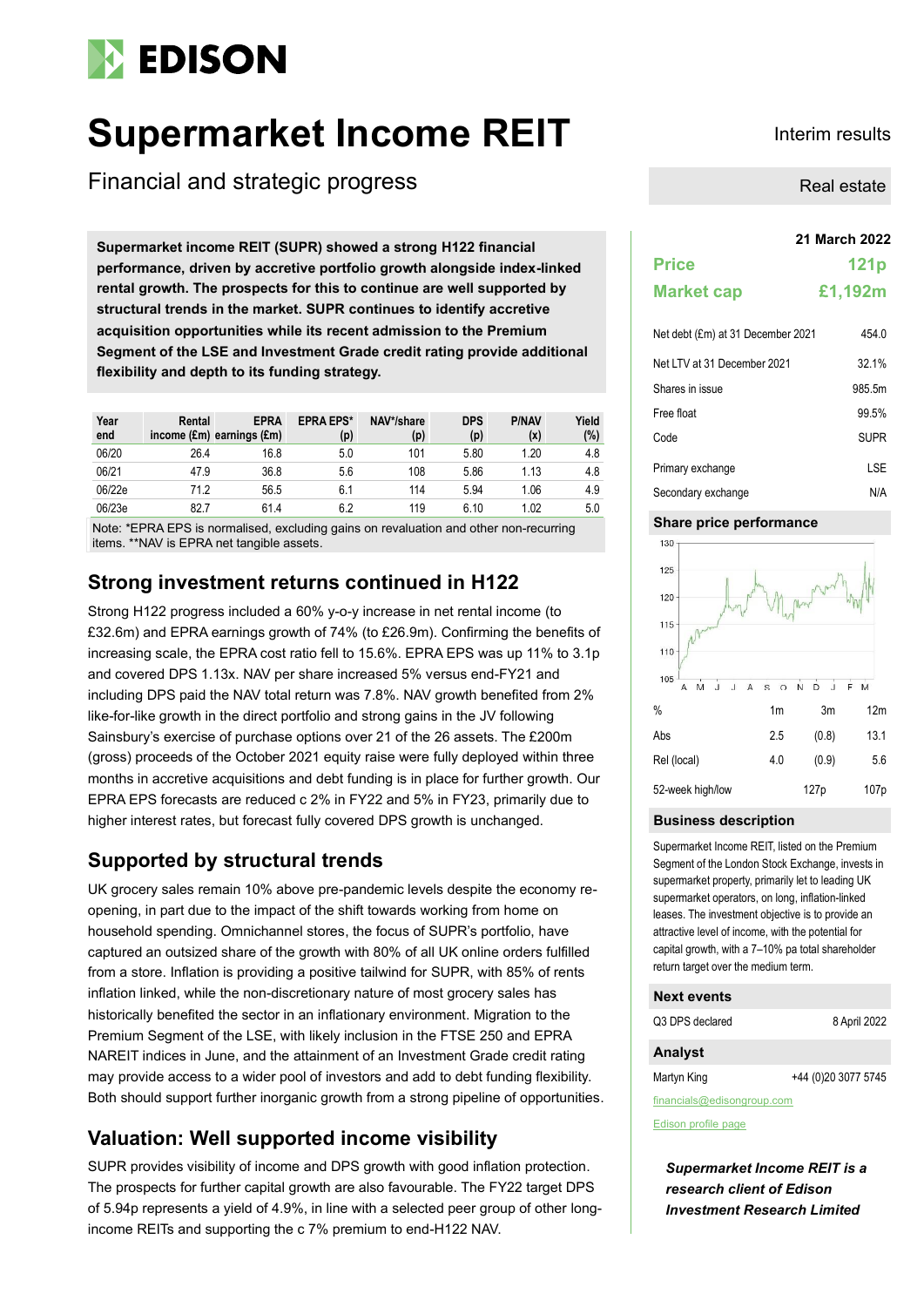# EDISON

# Supermarket Income REIT

## Financial and strategic progress

Interim results

Real estate

**Supermarket income REIT (SUPR) showed a strong H122 financial performance, driven by accretive portfolio growth alongside index-linked rental growth. The prospects for this to continue are well supported by structural trends in the market. SUPR continues to identify accretive acquisition opportunities while its recent admission to the Premium Segment of the LSE and Investment Grade credit rating provide additional flexibility and depth to its funding strategy.**

| Year end | Rental income (£m) | EPRA earnings (£m) | EPRA EPS* (p) | NAV*/share (p) | DPS (p) | P/NAV (x) | Yield (%) |
|---|---|---|---|---|---|---|---|
| 06/20 | 26.4 | 16.8 | 5.0 | 101 | 5.80 | 1.20 | 4.8 |
| 06/21 | 47.9 | 36.8 | 5.6 | 108 | 5.86 | 1.13 | 4.8 |
| 06/22e | 71.2 | 56.5 | 6.1 | 114 | 5.94 | 1.06 | 4.9 |
| 06/23e | 82.7 | 61.4 | 6.2 | 119 | 6.10 | 1.02 | 5.0 |

Note: *EPRA EPS is normalised, excluding gains on revaluation and other non-recurring items. **NAV is EPRA net tangible assets.

## Strong investment returns continued in H122

Strong H122 progress included a 60% y-o-y increase in net rental income (to £32.6m) and EPRA earnings growth of 74% (to £26.9m). Confirming the benefits of increasing scale, the EPRA cost ratio fell to 15.6%. EPRA EPS was up 11% to 3.1p and covered DPS 1.13x. NAV per share increased 5% versus end-FY21 and including DPS paid the NAV total return was 7.8%. NAV growth benefited from 2% like-for-like growth in the direct portfolio and strong gains in the JV following Sainsbury's exercise of purchase options over 21 of the 26 assets. The £200m (gross) proceeds of the October 2021 equity raise were fully deployed within three months in accretive acquisitions and debt funding is in place for further growth. Our EPRA EPS forecasts are reduced c 2% in FY22 and 5% in FY23, primarily due to higher interest rates, but forecast fully covered DPS growth is unchanged.

## Supported by structural trends

UK grocery sales remain 10% above pre-pandemic levels despite the economy re-opening, in part due to the impact of the shift towards working from home on household spending. Omnichannel stores, the focus of SUPR's portfolio, have captured an outsized share of the growth with 80% of all UK online orders fulfilled from a store. Inflation is providing a positive tailwind for SUPR, with 85% of rents inflation linked, while the non-discretionary nature of most grocery sales has historically benefited the sector in an inflationary environment. Migration to the Premium Segment of the LSE, with likely inclusion in the FTSE 250 and EPRA NAREIT indices in June, and the attainment of an Investment Grade credit rating may provide access to a wider pool of investors and add to debt funding flexibility. Both should support further inorganic growth from a strong pipeline of opportunities.

## Valuation: Well supported income visibility

SUPR provides visibility of income and DPS growth with good inflation protection. The prospects for further capital growth are also favourable. The FY22 target DPS of 5.94p represents a yield of 4.9%, in line with a selected peer group of other long-income REITs and supporting the c 7% premium to end-H122 NAV.

**21 March 2022**

| | |
|---|---|
| **Price** | **121p** |
| **Market cap** | **£1,192m** |

| | |
|---|---|
| Net debt (£m) at 31 December 2021 | 454.0 |
| Net LTV at 31 December 2021 | 32.1% |
| Shares in issue | 985.5m |
| Free float | 99.5% |
| Code | SUPR |
| Primary exchange | LSE |
| Secondary exchange | N/A |

### Share price performance

| % | 1m | 3m | 12m |
|---|---|---|---|
| Abs | 2.5 | (0.8) | 13.1 |
| Rel (local) | 4.0 | (0.9) | 5.6 |
| 52-week high/low | | 127p | 107p |

### Business description

Supermarket Income REIT, listed on the Premium Segment of the London Stock Exchange, invests in supermarket property, primarily let to leading UK supermarket operators, on long, inflation-linked leases. The investment objective is to provide an attractive level of income, with the potential for capital growth, with a 7–10% pa total shareholder return target over the medium term.

### Next events

| | |
|---|---|
| Q3 DPS declared | 8 April 2022 |

### Analyst

Martyn King +44 (0)20 3077 5745

financials@edisongroup.com

Edison profile page

***Supermarket Income REIT is a research client of Edison Investment Research Limited***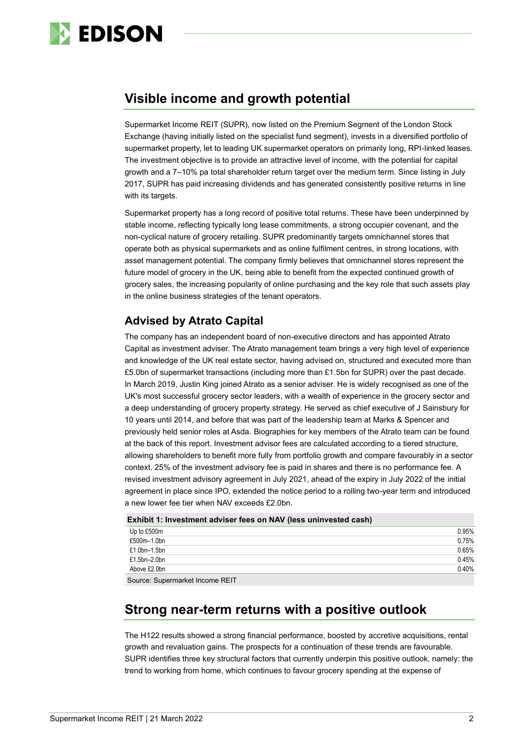## Visible income and growth potential

Supermarket Income REIT (SUPR), now listed on the Premium Segment of the London Stock Exchange (having initially listed on the specialist fund segment), invests in a diversified portfolio of supermarket property, let to leading UK supermarket operators on primarily long, RPI-linked leases. The investment objective is to provide an attractive level of income, with the potential for capital growth and a 7–10% pa total shareholder return target over the medium term. Since listing in July 2017, SUPR has paid increasing dividends and has generated consistently positive returns in line with its targets.

Supermarket property has a long record of positive total returns. These have been underpinned by stable income, reflecting typically long lease commitments, a strong occupier covenant, and the non-cyclical nature of grocery retailing. SUPR predominantly targets omnichannel stores that operate both as physical supermarkets and as online fulfilment centres, in strong locations, with asset management potential. The company firmly believes that omnichannel stores represent the future model of grocery in the UK, being able to benefit from the expected continued growth of grocery sales, the increasing popularity of online purchasing and the key role that such assets play in the online business strategies of the tenant operators.

### Advised by Atrato Capital

The company has an independent board of non-executive directors and has appointed Atrato Capital as investment adviser. The Atrato management team brings a very high level of experience and knowledge of the UK real estate sector, having advised on, structured and executed more than £5.0bn of supermarket transactions (including more than £1.5bn for SUPR) over the past decade. In March 2019, Justin King joined Atrato as a senior adviser. He is widely recognised as one of the UK's most successful grocery sector leaders, with a wealth of experience in the grocery sector and a deep understanding of grocery property strategy. He served as chief executive of J Sainsbury for 10 years until 2014, and before that was part of the leadership team at Marks & Spencer and previously held senior roles at Asda. Biographies for key members of the Atrato team can be found at the back of this report. Investment advisor fees are calculated according to a tiered structure, allowing shareholders to benefit more fully from portfolio growth and compare favourably in a sector context. 25% of the investment advisory fee is paid in shares and there is no performance fee. A revised investment advisory agreement in July 2021, ahead of the expiry in July 2022 of the initial agreement in place since IPO, extended the notice period to a rolling two-year term and introduced a new lower fee tier when NAV exceeds £2.0bn.

**Exhibit 1: Investment adviser fees on NAV (less uninvested cash)**

| | |
|---|---|
| Up to £500m | 0.95% |
| £500m–1.0bn | 0.75% |
| £1.0bn–1.5bn | 0.65% |
| £1.5bn–2.0bn | 0.45% |
| Above £2.0bn | 0.40% |

Source: Supermarket Income REIT

## Strong near-term returns with a positive outlook

The H122 results showed a strong financial performance, boosted by accretive acquisitions, rental growth and revaluation gains. The prospects for a continuation of these trends are favourable. SUPR identifies three key structural factors that currently underpin this positive outlook, namely: the trend to working from home, which continues to favour grocery spending at the expense of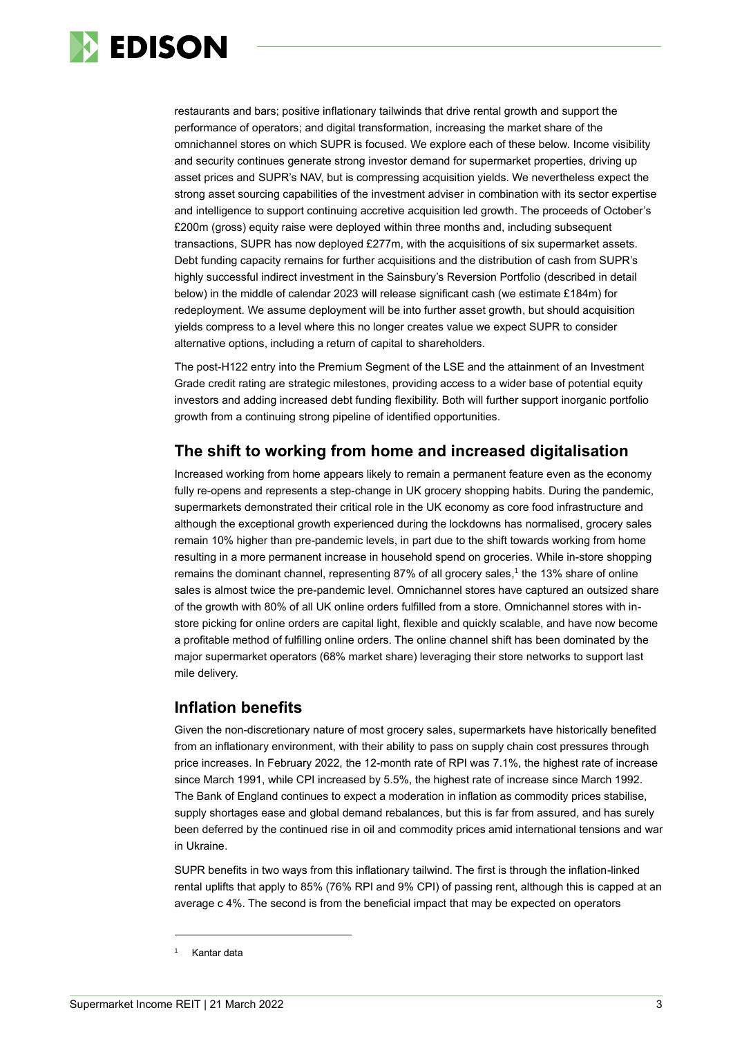restaurants and bars; positive inflationary tailwinds that drive rental growth and support the performance of operators; and digital transformation, increasing the market share of the omnichannel stores on which SUPR is focused. We explore each of these below. Income visibility and security continues generate strong investor demand for supermarket properties, driving up asset prices and SUPR's NAV, but is compressing acquisition yields. We nevertheless expect the strong asset sourcing capabilities of the investment adviser in combination with its sector expertise and intelligence to support continuing accretive acquisition led growth. The proceeds of October's £200m (gross) equity raise were deployed within three months and, including subsequent transactions, SUPR has now deployed £277m, with the acquisitions of six supermarket assets. Debt funding capacity remains for further acquisitions and the distribution of cash from SUPR's highly successful indirect investment in the Sainsbury's Reversion Portfolio (described in detail below) in the middle of calendar 2023 will release significant cash (we estimate £184m) for redeployment. We assume deployment will be into further asset growth, but should acquisition yields compress to a level where this no longer creates value we expect SUPR to consider alternative options, including a return of capital to shareholders.

The post-H122 entry into the Premium Segment of the LSE and the attainment of an Investment Grade credit rating are strategic milestones, providing access to a wider base of potential equity investors and adding increased debt funding flexibility. Both will further support inorganic portfolio growth from a continuing strong pipeline of identified opportunities.

## The shift to working from home and increased digitalisation

Increased working from home appears likely to remain a permanent feature even as the economy fully re-opens and represents a step-change in UK grocery shopping habits. During the pandemic, supermarkets demonstrated their critical role in the UK economy as core food infrastructure and although the exceptional growth experienced during the lockdowns has normalised, grocery sales remain 10% higher than pre-pandemic levels, in part due to the shift towards working from home resulting in a more permanent increase in household spend on groceries. While in-store shopping remains the dominant channel, representing 87% of all grocery sales,[1] the 13% share of online sales is almost twice the pre-pandemic level. Omnichannel stores have captured an outsized share of the growth with 80% of all UK online orders fulfilled from a store. Omnichannel stores with in-store picking for online orders are capital light, flexible and quickly scalable, and have now become a profitable method of fulfilling online orders. The online channel shift has been dominated by the major supermarket operators (68% market share) leveraging their store networks to support last mile delivery.

## Inflation benefits

Given the non-discretionary nature of most grocery sales, supermarkets have historically benefited from an inflationary environment, with their ability to pass on supply chain cost pressures through price increases. In February 2022, the 12-month rate of RPI was 7.1%, the highest rate of increase since March 1991, while CPI increased by 5.5%, the highest rate of increase since March 1992. The Bank of England continues to expect a moderation in inflation as commodity prices stabilise, supply shortages ease and global demand rebalances, but this is far from assured, and has surely been deferred by the continued rise in oil and commodity prices amid international tensions and war in Ukraine.

SUPR benefits in two ways from this inflationary tailwind. The first is through the inflation-linked rental uplifts that apply to 85% (76% RPI and 9% CPI) of passing rent, although this is capped at an average c 4%. The second is from the beneficial impact that may be expected on operators

[1] Kantar data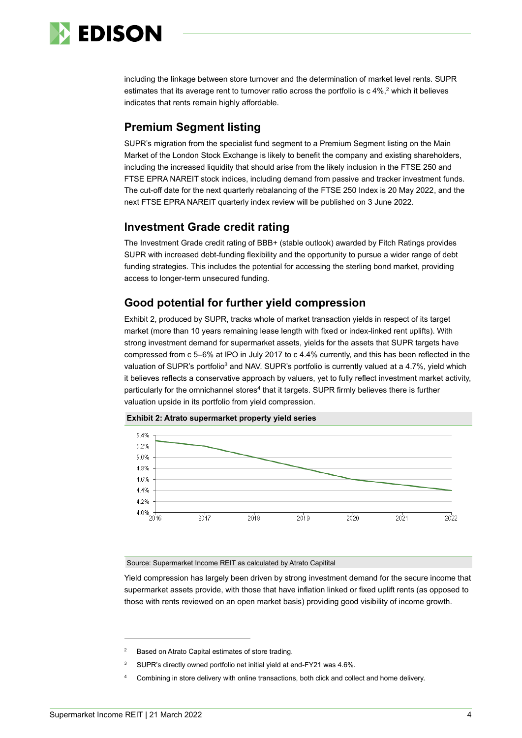including the linkage between store turnover and the determination of market level rents. SUPR estimates that its average rent to turnover ratio across the portfolio is c 4%,[2] which it believes indicates that rents remain highly affordable.

## Premium Segment listing

SUPR's migration from the specialist fund segment to a Premium Segment listing on the Main Market of the London Stock Exchange is likely to benefit the company and existing shareholders, including the increased liquidity that should arise from the likely inclusion in the FTSE 250 and FTSE EPRA NAREIT stock indices, including demand from passive and tracker investment funds. The cut-off date for the next quarterly rebalancing of the FTSE 250 Index is 20 May 2022, and the next FTSE EPRA NAREIT quarterly index review will be published on 3 June 2022.

## Investment Grade credit rating

The Investment Grade credit rating of BBB+ (stable outlook) awarded by Fitch Ratings provides SUPR with increased debt-funding flexibility and the opportunity to pursue a wider range of debt funding strategies. This includes the potential for accessing the sterling bond market, providing access to longer-term unsecured funding.

## Good potential for further yield compression

Exhibit 2, produced by SUPR, tracks whole of market transaction yields in respect of its target market (more than 10 years remaining lease length with fixed or index-linked rent uplifts). With strong investment demand for supermarket assets, yields for the assets that SUPR targets have compressed from c 5–6% at IPO in July 2017 to c 4.4% currently, and this has been reflected in the valuation of SUPR's portfolio[3] and NAV. SUPR's portfolio is currently valued at a 4.7%, yield which it believes reflects a conservative approach by valuers, yet to fully reflect investment market activity, particularly for the omnichannel stores[4] that it targets. SUPR firmly believes there is further valuation upside in its portfolio from yield compression.

**Exhibit 2: Atrato supermarket property yield series**

Source: Supermarket Income REIT as calculated by Atrato Capitital

Yield compression has largely been driven by strong investment demand for the secure income that supermarket assets provide, with those that have inflation linked or fixed uplift rents (as opposed to those with rents reviewed on an open market basis) providing good visibility of income growth.

---

[2] Based on Atrato Capital estimates of store trading.

[3] SUPR's directly owned portfolio net initial yield at end-FY21 was 4.6%.

[4] Combining in store delivery with online transactions, both click and collect and home delivery.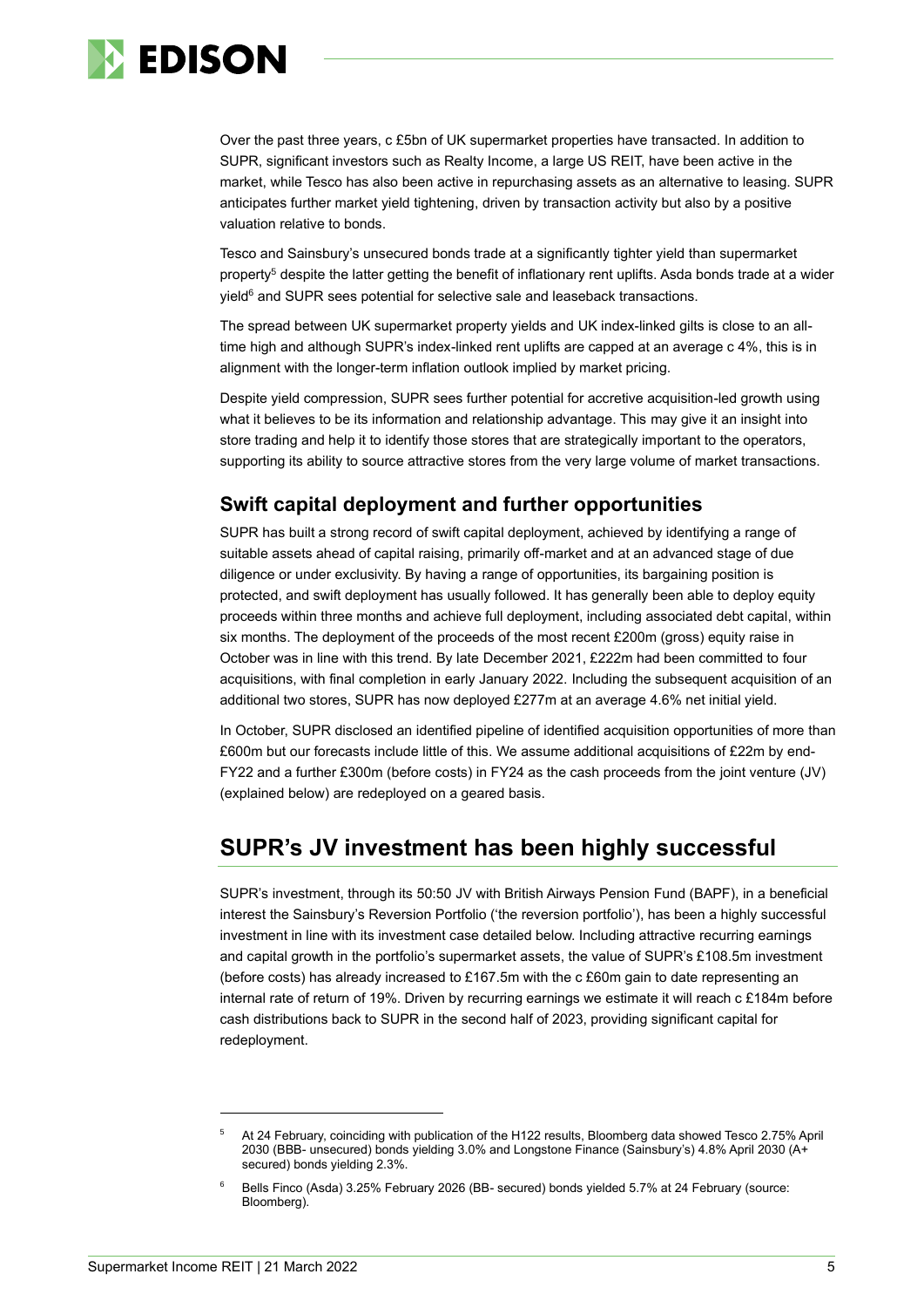Over the past three years, c £5bn of UK supermarket properties have transacted. In addition to SUPR, significant investors such as Realty Income, a large US REIT, have been active in the market, while Tesco has also been active in repurchasing assets as an alternative to leasing. SUPR anticipates further market yield tightening, driven by transaction activity but also by a positive valuation relative to bonds.

Tesco and Sainsbury's unsecured bonds trade at a significantly tighter yield than supermarket property[5] despite the latter getting the benefit of inflationary rent uplifts. Asda bonds trade at a wider yield[6] and SUPR sees potential for selective sale and leaseback transactions.

The spread between UK supermarket property yields and UK index-linked gilts is close to an all-time high and although SUPR's index-linked rent uplifts are capped at an average c 4%, this is in alignment with the longer-term inflation outlook implied by market pricing.

Despite yield compression, SUPR sees further potential for accretive acquisition-led growth using what it believes to be its information and relationship advantage. This may give it an insight into store trading and help it to identify those stores that are strategically important to the operators, supporting its ability to source attractive stores from the very large volume of market transactions.

## Swift capital deployment and further opportunities

SUPR has built a strong record of swift capital deployment, achieved by identifying a range of suitable assets ahead of capital raising, primarily off-market and at an advanced stage of due diligence or under exclusivity. By having a range of opportunities, its bargaining position is protected, and swift deployment has usually followed. It has generally been able to deploy equity proceeds within three months and achieve full deployment, including associated debt capital, within six months. The deployment of the proceeds of the most recent £200m (gross) equity raise in October was in line with this trend. By late December 2021, £222m had been committed to four acquisitions, with final completion in early January 2022. Including the subsequent acquisition of an additional two stores, SUPR has now deployed £277m at an average 4.6% net initial yield.

In October, SUPR disclosed an identified pipeline of identified acquisition opportunities of more than £600m but our forecasts include little of this. We assume additional acquisitions of £22m by end-FY22 and a further £300m (before costs) in FY24 as the cash proceeds from the joint venture (JV) (explained below) are redeployed on a geared basis.

# SUPR's JV investment has been highly successful

SUPR's investment, through its 50:50 JV with British Airways Pension Fund (BAPF), in a beneficial interest the Sainsbury's Reversion Portfolio ('the reversion portfolio'), has been a highly successful investment in line with its investment case detailed below. Including attractive recurring earnings and capital growth in the portfolio's supermarket assets, the value of SUPR's £108.5m investment (before costs) has already increased to £167.5m with the c £60m gain to date representing an internal rate of return of 19%. Driven by recurring earnings we estimate it will reach c £184m before cash distributions back to SUPR in the second half of 2023, providing significant capital for redeployment.

---

[5] At 24 February, coinciding with publication of the H122 results, Bloomberg data showed Tesco 2.75% April 2030 (BBB- unsecured) bonds yielding 3.0% and Longstone Finance (Sainsbury's) 4.8% April 2030 (A+ secured) bonds yielding 2.3%.

[6] Bells Finco (Asda) 3.25% February 2026 (BB- secured) bonds yielded 5.7% at 24 February (source: Bloomberg).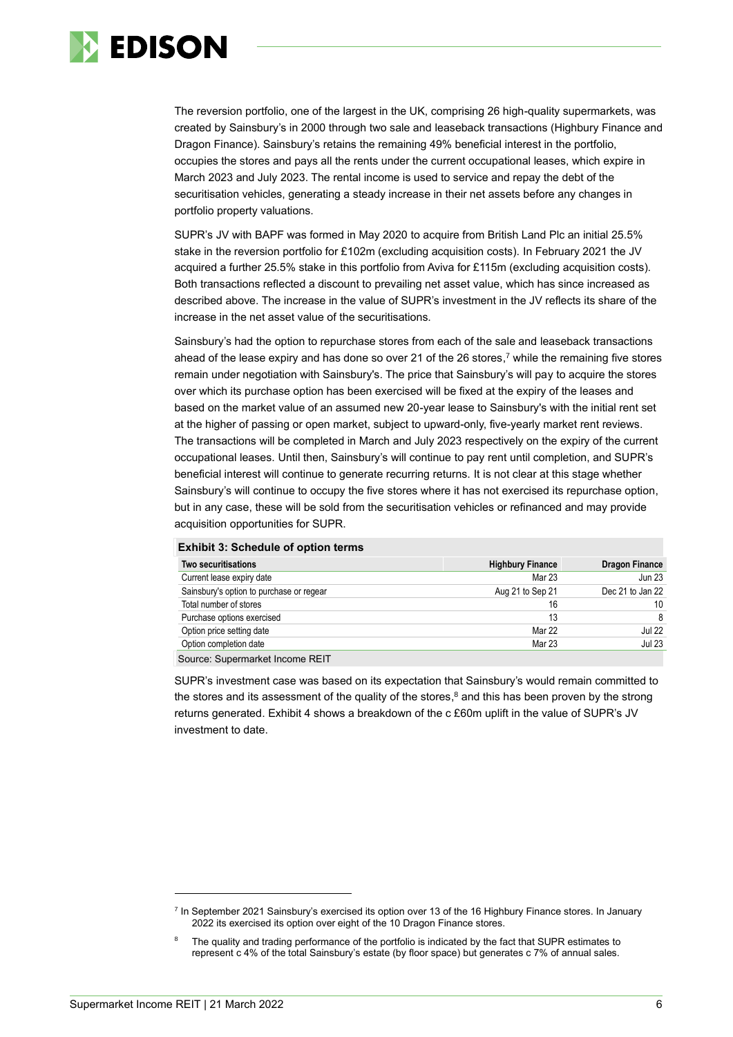The reversion portfolio, one of the largest in the UK, comprising 26 high-quality supermarkets, was created by Sainsbury's in 2000 through two sale and leaseback transactions (Highbury Finance and Dragon Finance). Sainsbury's retains the remaining 49% beneficial interest in the portfolio, occupies the stores and pays all the rents under the current occupational leases, which expire in March 2023 and July 2023. The rental income is used to service and repay the debt of the securitisation vehicles, generating a steady increase in their net assets before any changes in portfolio property valuations.

SUPR's JV with BAPF was formed in May 2020 to acquire from British Land Plc an initial 25.5% stake in the reversion portfolio for £102m (excluding acquisition costs). In February 2021 the JV acquired a further 25.5% stake in this portfolio from Aviva for £115m (excluding acquisition costs). Both transactions reflected a discount to prevailing net asset value, which has since increased as described above. The increase in the value of SUPR's investment in the JV reflects its share of the increase in the net asset value of the securitisations.

Sainsbury's had the option to repurchase stores from each of the sale and leaseback transactions ahead of the lease expiry and has done so over 21 of the 26 stores,[7] while the remaining five stores remain under negotiation with Sainsbury's. The price that Sainsbury's will pay to acquire the stores over which its purchase option has been exercised will be fixed at the expiry of the leases and based on the market value of an assumed new 20-year lease to Sainsbury's with the initial rent set at the higher of passing or open market, subject to upward-only, five-yearly market rent reviews. The transactions will be completed in March and July 2023 respectively on the expiry of the current occupational leases. Until then, Sainsbury's will continue to pay rent until completion, and SUPR's beneficial interest will continue to generate recurring returns. It is not clear at this stage whether Sainsbury's will continue to occupy the five stores where it has not exercised its repurchase option, but in any case, these will be sold from the securitisation vehicles or refinanced and may provide acquisition opportunities for SUPR.

**Exhibit 3: Schedule of option terms**

| Two securitisations | Highbury Finance | Dragon Finance |
|---|---|---|
| Current lease expiry date | Mar 23 | Jun 23 |
| Sainsbury's option to purchase or regear | Aug 21 to Sep 21 | Dec 21 to Jan 22 |
| Total number of stores | 16 | 10 |
| Purchase options exercised | 13 | 8 |
| Option price setting date | Mar 22 | Jul 22 |
| Option completion date | Mar 23 | Jul 23 |

Source: Supermarket Income REIT

SUPR's investment case was based on its expectation that Sainsbury's would remain committed to the stores and its assessment of the quality of the stores,[8] and this has been proven by the strong returns generated. Exhibit 4 shows a breakdown of the c £60m uplift in the value of SUPR's JV investment to date.

---

[7] In September 2021 Sainsbury's exercised its option over 13 of the 16 Highbury Finance stores. In January 2022 its exercised its option over eight of the 10 Dragon Finance stores.

[8] The quality and trading performance of the portfolio is indicated by the fact that SUPR estimates to represent c 4% of the total Sainsbury's estate (by floor space) but generates c 7% of annual sales.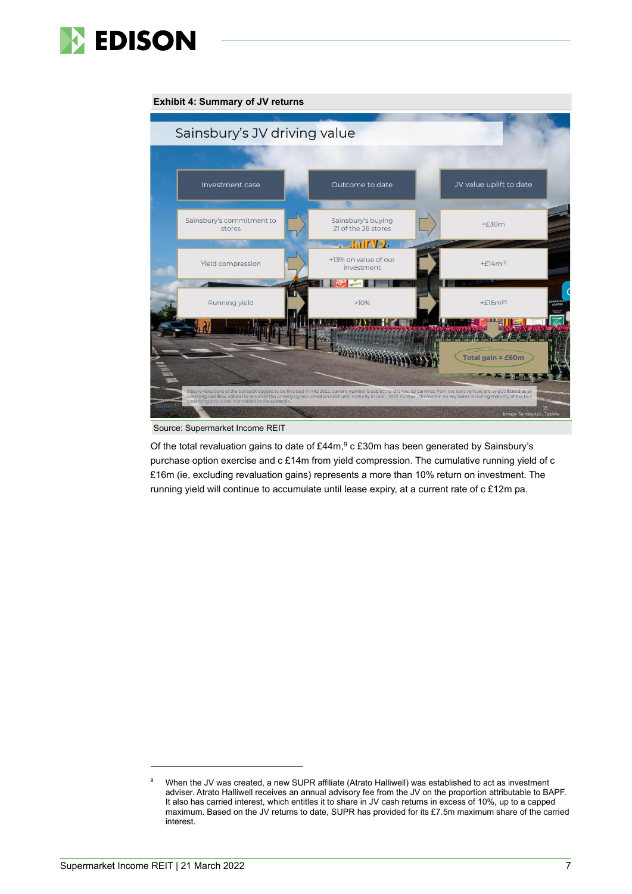**Exhibit 4: Summary of JV returns**

Sainsbury's JV driving value

| Investment case | Outcome to date | JV value uplift to date |
| --- | --- | --- |
| Sainsbury's commitment to stores | Sainsbury's buying 21 of the 26 stores | +£30m |
| Yield compression | +13% on value of our investment | +£14m(1) |
| Running yield | >10% | +£16m(2) |
| | | Total gain = £60m |

(1)Store valuations of the buyback options to be finalised in mid 2022, current number is subject to change. (2) Earnings from the joint venture are undistributed as all operating cashflow utilised to amortise the underlying securitisation debt until maturity in mid - 2023. Further information on key dates including maturity of the two underlying structures in provided in the appendix

Source: Supermarket Income REIT

Of the total revaluation gains to date of £44m,[9] c £30m has been generated by Sainsbury's purchase option exercise and c £14m from yield compression. The cumulative running yield of c £16m (ie, excluding revaluation gains) represents a more than 10% return on investment. The running yield will continue to accumulate until lease expiry, at a current rate of c £12m pa.

[9] When the JV was created, a new SUPR affiliate (Atrato Halliwell) was established to act as investment adviser. Atrato Halliwell receives an annual advisory fee from the JV on the proportion attributable to BAPF. It also has carried interest, which entitles it to share in JV cash returns in excess of 10%, up to a capped maximum. Based on the JV returns to date, SUPR has provided for its £7.5m maximum share of the carried interest.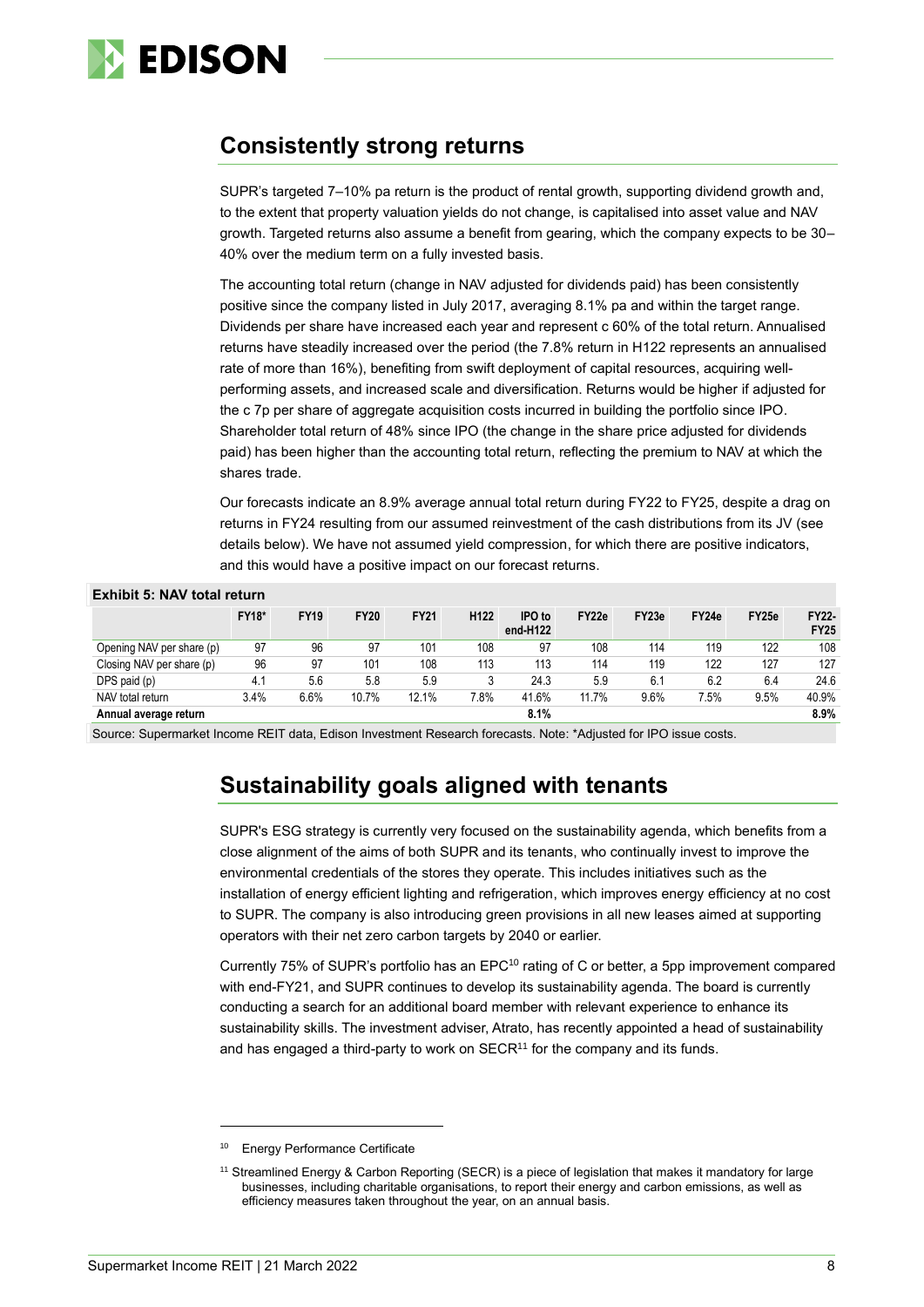## Consistently strong returns

SUPR's targeted 7–10% pa return is the product of rental growth, supporting dividend growth and, to the extent that property valuation yields do not change, is capitalised into asset value and NAV growth. Targeted returns also assume a benefit from gearing, which the company expects to be 30–40% over the medium term on a fully invested basis.

The accounting total return (change in NAV adjusted for dividends paid) has been consistently positive since the company listed in July 2017, averaging 8.1% pa and within the target range. Dividends per share have increased each year and represent c 60% of the total return. Annualised returns have steadily increased over the period (the 7.8% return in H122 represents an annualised rate of more than 16%), benefiting from swift deployment of capital resources, acquiring well-performing assets, and increased scale and diversification. Returns would be higher if adjusted for the c 7p per share of aggregate acquisition costs incurred in building the portfolio since IPO. Shareholder total return of 48% since IPO (the change in the share price adjusted for dividends paid) has been higher than the accounting total return, reflecting the premium to NAV at which the shares trade.

Our forecasts indicate an 8.9% average annual total return during FY22 to FY25, despite a drag on returns in FY24 resulting from our assumed reinvestment of the cash distributions from its JV (see details below). We have not assumed yield compression, for which there are positive indicators, and this would have a positive impact on our forecast returns.

**Exhibit 5: NAV total return**

| | FY18* | FY19 | FY20 | FY21 | H122 | IPO to end-H122 | FY22e | FY23e | FY24e | FY25e | FY22-FY25 |
|---|---|---|---|---|---|---|---|---|---|---|---|
| Opening NAV per share (p) | 97 | 96 | 97 | 101 | 108 | 97 | 108 | 114 | 119 | 122 | 108 |
| Closing NAV per share (p) | 96 | 97 | 101 | 108 | 113 | 113 | 114 | 119 | 122 | 127 | 127 |
| DPS paid (p) | 4.1 | 5.6 | 5.8 | 5.9 | 3 | 24.3 | 5.9 | 6.1 | 6.2 | 6.4 | 24.6 |
| NAV total return | 3.4% | 6.6% | 10.7% | 12.1% | 7.8% | 41.6% | 11.7% | 9.6% | 7.5% | 9.5% | 40.9% |
| **Annual average return** | | | | | | **8.1%** | | | | | **8.9%** |

Source: Supermarket Income REIT data, Edison Investment Research forecasts. Note: *Adjusted for IPO issue costs.

## Sustainability goals aligned with tenants

SUPR's ESG strategy is currently very focused on the sustainability agenda, which benefits from a close alignment of the aims of both SUPR and its tenants, who continually invest to improve the environmental credentials of the stores they operate. This includes initiatives such as the installation of energy efficient lighting and refrigeration, which improves energy efficiency at no cost to SUPR. The company is also introducing green provisions in all new leases aimed at supporting operators with their net zero carbon targets by 2040 or earlier.

Currently 75% of SUPR's portfolio has an EPC[10] rating of C or better, a 5pp improvement compared with end-FY21, and SUPR continues to develop its sustainability agenda. The board is currently conducting a search for an additional board member with relevant experience to enhance its sustainability skills. The investment adviser, Atrato, has recently appointed a head of sustainability and has engaged a third-party to work on SECR[11] for the company and its funds.

---

[10] Energy Performance Certificate

[11] Streamlined Energy & Carbon Reporting (SECR) is a piece of legislation that makes it mandatory for large businesses, including charitable organisations, to report their energy and carbon emissions, as well as efficiency measures taken throughout the year, on an annual basis.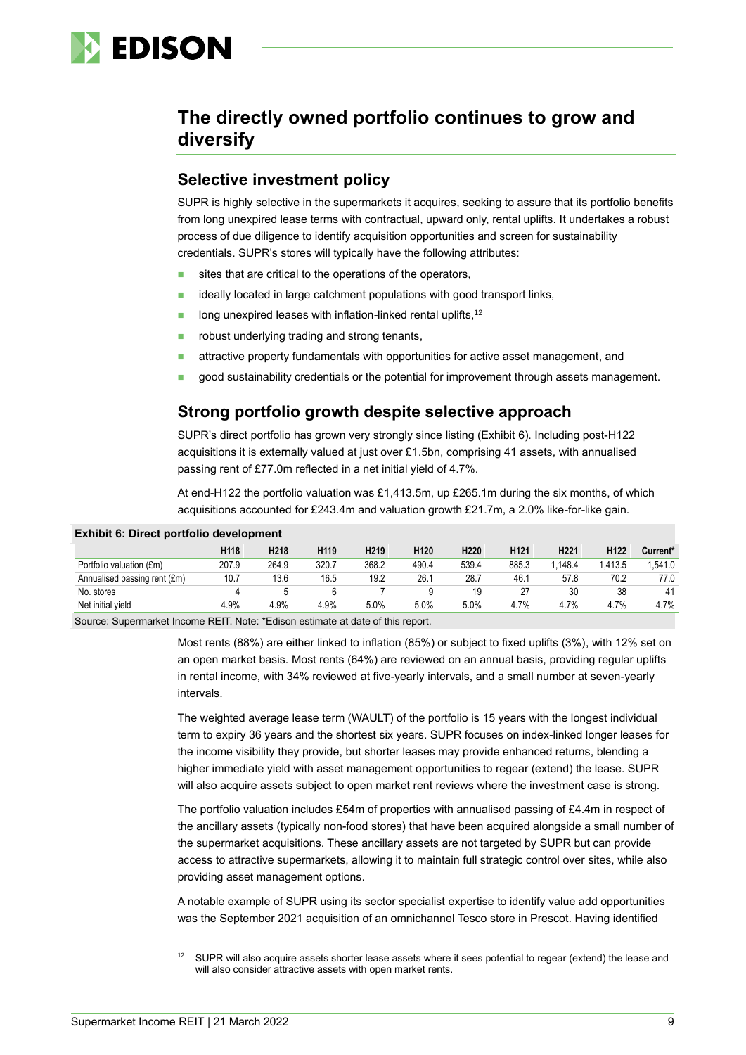## The directly owned portfolio continues to grow and diversify

### Selective investment policy

SUPR is highly selective in the supermarkets it acquires, seeking to assure that its portfolio benefits from long unexpired lease terms with contractual, upward only, rental uplifts. It undertakes a robust process of due diligence to identify acquisition opportunities and screen for sustainability credentials. SUPR's stores will typically have the following attributes:

- sites that are critical to the operations of the operators,
- ideally located in large catchment populations with good transport links,
- long unexpired leases with inflation-linked rental uplifts,[12]
- robust underlying trading and strong tenants,
- attractive property fundamentals with opportunities for active asset management, and
- good sustainability credentials or the potential for improvement through assets management.

### Strong portfolio growth despite selective approach

SUPR's direct portfolio has grown very strongly since listing (Exhibit 6). Including post-H122 acquisitions it is externally valued at just over £1.5bn, comprising 41 assets, with annualised passing rent of £77.0m reflected in a net initial yield of 4.7%.

At end-H122 the portfolio valuation was £1,413.5m, up £265.1m during the six months, of which acquisitions accounted for £243.4m and valuation growth £21.7m, a 2.0% like-for-like gain.

**Exhibit 6: Direct portfolio development**

| | H118 | H218 | H119 | H219 | H120 | H220 | H121 | H221 | H122 | Current* |
|---|---|---|---|---|---|---|---|---|---|---|
| Portfolio valuation (£m) | 207.9 | 264.9 | 320.7 | 368.2 | 490.4 | 539.4 | 885.3 | 1,148.4 | 1,413.5 | 1,541.0 |
| Annualised passing rent (£m) | 10.7 | 13.6 | 16.5 | 19.2 | 26.1 | 28.7 | 46.1 | 57.8 | 70.2 | 77.0 |
| No. stores | 4 | 5 | 6 | 7 | 9 | 19 | 27 | 30 | 38 | 41 |
| Net initial yield | 4.9% | 4.9% | 4.9% | 5.0% | 5.0% | 5.0% | 4.7% | 4.7% | 4.7% | 4.7% |

Source: Supermarket Income REIT. Note: *Edison estimate at date of this report.

Most rents (88%) are either linked to inflation (85%) or subject to fixed uplifts (3%), with 12% set on an open market basis. Most rents (64%) are reviewed on an annual basis, providing regular uplifts in rental income, with 34% reviewed at five-yearly intervals, and a small number at seven-yearly intervals.

The weighted average lease term (WAULT) of the portfolio is 15 years with the longest individual term to expiry 36 years and the shortest six years. SUPR focuses on index-linked longer leases for the income visibility they provide, but shorter leases may provide enhanced returns, blending a higher immediate yield with asset management opportunities to regear (extend) the lease. SUPR will also acquire assets subject to open market rent reviews where the investment case is strong.

The portfolio valuation includes £54m of properties with annualised passing of £4.4m in respect of the ancillary assets (typically non-food stores) that have been acquired alongside a small number of the supermarket acquisitions. These ancillary assets are not targeted by SUPR but can provide access to attractive supermarkets, allowing it to maintain full strategic control over sites, while also providing asset management options.

A notable example of SUPR using its sector specialist expertise to identify value add opportunities was the September 2021 acquisition of an omnichannel Tesco store in Prescot. Having identified

[12] SUPR will also acquire assets shorter lease assets where it sees potential to regear (extend) the lease and will also consider attractive assets with open market rents.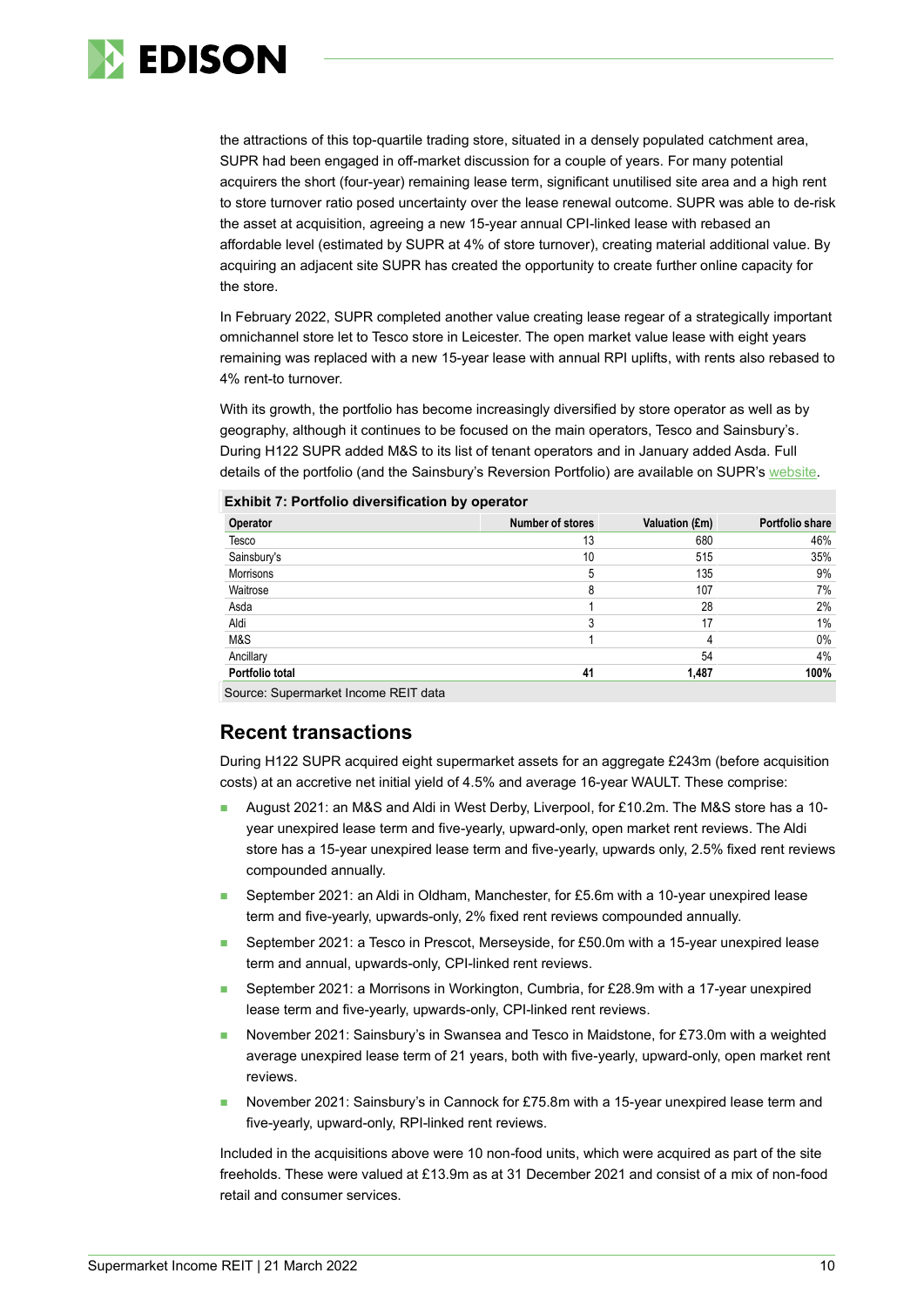the attractions of this top-quartile trading store, situated in a densely populated catchment area, SUPR had been engaged in off-market discussion for a couple of years. For many potential acquirers the short (four-year) remaining lease term, significant unutilised site area and a high rent to store turnover ratio posed uncertainty over the lease renewal outcome. SUPR was able to de-risk the asset at acquisition, agreeing a new 15-year annual CPI-linked lease with rebased an affordable level (estimated by SUPR at 4% of store turnover), creating material additional value. By acquiring an adjacent site SUPR has created the opportunity to create further online capacity for the store.

In February 2022, SUPR completed another value creating lease regear of a strategically important omnichannel store let to Tesco store in Leicester. The open market value lease with eight years remaining was replaced with a new 15-year lease with annual RPI uplifts, with rents also rebased to 4% rent-to turnover.

With its growth, the portfolio has become increasingly diversified by store operator as well as by geography, although it continues to be focused on the main operators, Tesco and Sainsbury's. During H122 SUPR added M&S to its list of tenant operators and in January added Asda. Full details of the portfolio (and the Sainsbury's Reversion Portfolio) are available on SUPR's website.

**Exhibit 7: Portfolio diversification by operator**

| Operator | Number of stores | Valuation (£m) | Portfolio share |
|---|---|---|---|
| Tesco | 13 | 680 | 46% |
| Sainsbury's | 10 | 515 | 35% |
| Morrisons | 5 | 135 | 9% |
| Waitrose | 8 | 107 | 7% |
| Asda | 1 | 28 | 2% |
| Aldi | 3 | 17 | 1% |
| M&S | 1 | 4 | 0% |
| Ancillary | | 54 | 4% |
| **Portfolio total** | **41** | **1,487** | **100%** |

Source: Supermarket Income REIT data

## Recent transactions

During H122 SUPR acquired eight supermarket assets for an aggregate £243m (before acquisition costs) at an accretive net initial yield of 4.5% and average 16-year WAULT. These comprise:

- August 2021: an M&S and Aldi in West Derby, Liverpool, for £10.2m. The M&S store has a 10-year unexpired lease term and five-yearly, upward-only, open market rent reviews. The Aldi store has a 15-year unexpired lease term and five-yearly, upwards only, 2.5% fixed rent reviews compounded annually.
- September 2021: an Aldi in Oldham, Manchester, for £5.6m with a 10-year unexpired lease term and five-yearly, upwards-only, 2% fixed rent reviews compounded annually.
- September 2021: a Tesco in Prescot, Merseyside, for £50.0m with a 15-year unexpired lease term and annual, upwards-only, CPI-linked rent reviews.
- September 2021: a Morrisons in Workington, Cumbria, for £28.9m with a 17-year unexpired lease term and five-yearly, upwards-only, CPI-linked rent reviews.
- November 2021: Sainsbury's in Swansea and Tesco in Maidstone, for £73.0m with a weighted average unexpired lease term of 21 years, both with five-yearly, upward-only, open market rent reviews.
- November 2021: Sainsbury's in Cannock for £75.8m with a 15-year unexpired lease term and five-yearly, upward-only, RPI-linked rent reviews.

Included in the acquisitions above were 10 non-food units, which were acquired as part of the site freeholds. These were valued at £13.9m as at 31 December 2021 and consist of a mix of non-food retail and consumer services.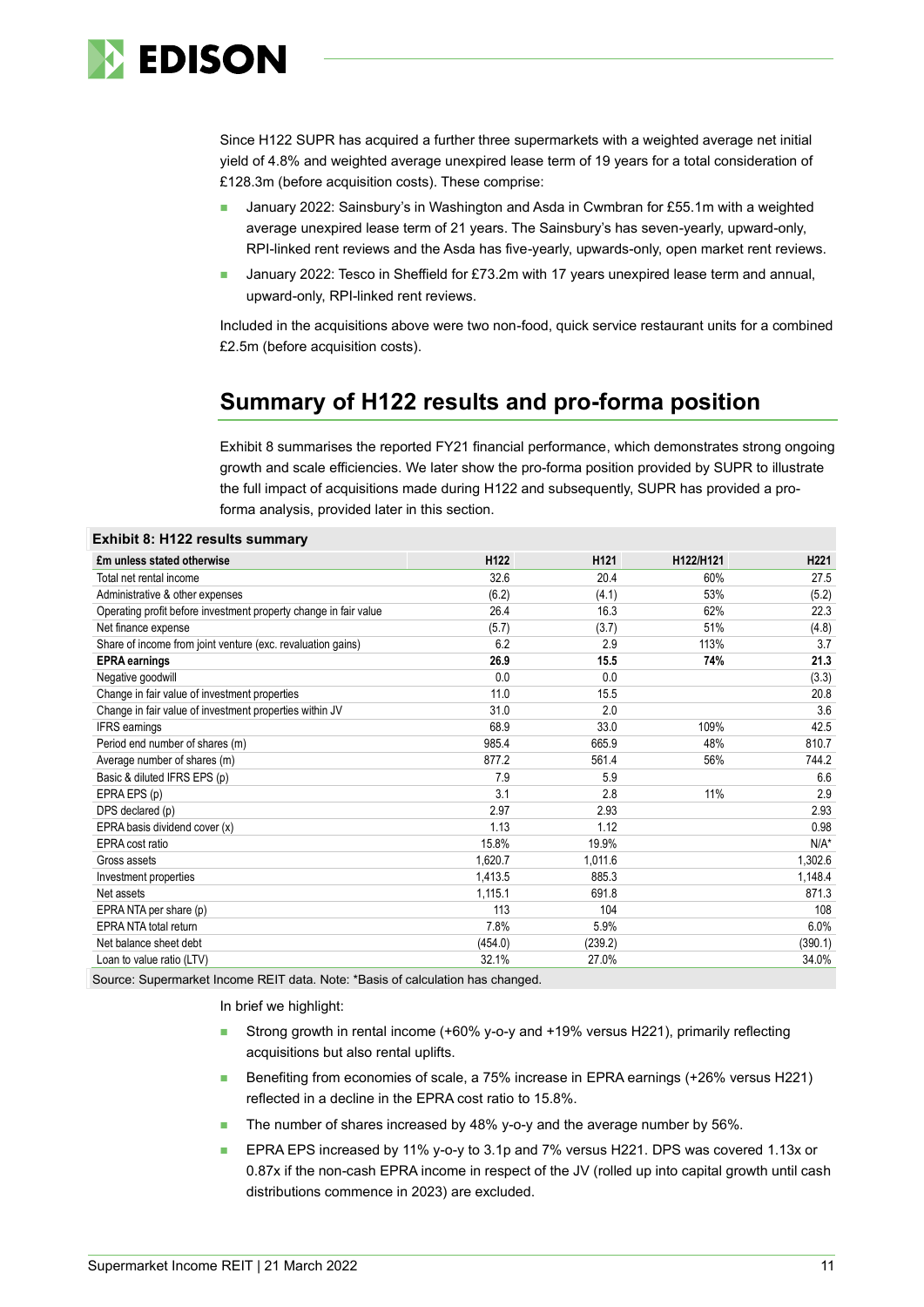Since H122 SUPR has acquired a further three supermarkets with a weighted average net initial yield of 4.8% and weighted average unexpired lease term of 19 years for a total consideration of £128.3m (before acquisition costs). These comprise:

- January 2022: Sainsbury's in Washington and Asda in Cwmbran for £55.1m with a weighted average unexpired lease term of 21 years. The Sainsbury's has seven-yearly, upward-only, RPI-linked rent reviews and the Asda has five-yearly, upwards-only, open market rent reviews.
- January 2022: Tesco in Sheffield for £73.2m with 17 years unexpired lease term and annual, upward-only, RPI-linked rent reviews.

Included in the acquisitions above were two non-food, quick service restaurant units for a combined £2.5m (before acquisition costs).

## Summary of H122 results and pro-forma position

Exhibit 8 summarises the reported FY21 financial performance, which demonstrates strong ongoing growth and scale efficiencies. We later show the pro-forma position provided by SUPR to illustrate the full impact of acquisitions made during H122 and subsequently, SUPR has provided a pro-forma analysis, provided later in this section.

**Exhibit 8: H122 results summary**

| £m unless stated otherwise | H122 | H121 | H122/H121 | H221 |
|---|---|---|---|---|
| Total net rental income | 32.6 | 20.4 | 60% | 27.5 |
| Administrative & other expenses | (6.2) | (4.1) | 53% | (5.2) |
| Operating profit before investment property change in fair value | 26.4 | 16.3 | 62% | 22.3 |
| Net finance expense | (5.7) | (3.7) | 51% | (4.8) |
| Share of income from joint venture (exc. revaluation gains) | 6.2 | 2.9 | 113% | 3.7 |
| **EPRA earnings** | **26.9** | **15.5** | **74%** | **21.3** |
| Negative goodwill | 0.0 | 0.0 | | (3.3) |
| Change in fair value of investment properties | 11.0 | 15.5 | | 20.8 |
| Change in fair value of investment properties within JV | 31.0 | 2.0 | | 3.6 |
| IFRS earnings | 68.9 | 33.0 | 109% | 42.5 |
| Period end number of shares (m) | 985.4 | 665.9 | 48% | 810.7 |
| Average number of shares (m) | 877.2 | 561.4 | 56% | 744.2 |
| Basic & diluted IFRS EPS (p) | 7.9 | 5.9 | | 6.6 |
| EPRA EPS (p) | 3.1 | 2.8 | 11% | 2.9 |
| DPS declared (p) | 2.97 | 2.93 | | 2.93 |
| EPRA basis dividend cover (x) | 1.13 | 1.12 | | 0.98 |
| EPRA cost ratio | 15.8% | 19.9% | | N/A* |
| Gross assets | 1,620.7 | 1,011.6 | | 1,302.6 |
| Investment properties | 1,413.5 | 885.3 | | 1,148.4 |
| Net assets | 1,115.1 | 691.8 | | 871.3 |
| EPRA NTA per share (p) | 113 | 104 | | 108 |
| EPRA NTA total return | 7.8% | 5.9% | | 6.0% |
| Net balance sheet debt | (454.0) | (239.2) | | (390.1) |
| Loan to value ratio (LTV) | 32.1% | 27.0% | | 34.0% |

Source: Supermarket Income REIT data. Note: *Basis of calculation has changed.

In brief we highlight:

- Strong growth in rental income (+60% y-o-y and +19% versus H221), primarily reflecting acquisitions but also rental uplifts.
- Benefiting from economies of scale, a 75% increase in EPRA earnings (+26% versus H221) reflected in a decline in the EPRA cost ratio to 15.8%.
- The number of shares increased by 48% y-o-y and the average number by 56%.
- EPRA EPS increased by 11% y-o-y to 3.1p and 7% versus H221. DPS was covered 1.13x or 0.87x if the non-cash EPRA income in respect of the JV (rolled up into capital growth until cash distributions commence in 2023) are excluded.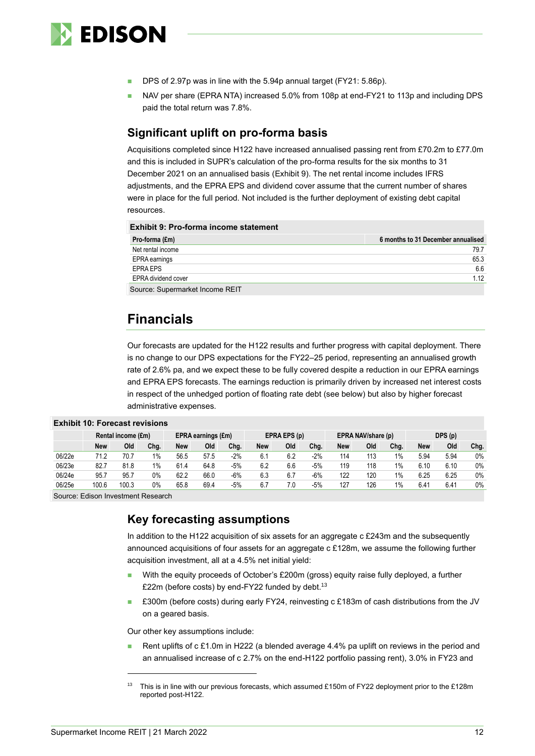- DPS of 2.97p was in line with the 5.94p annual target (FY21: 5.86p).
- NAV per share (EPRA NTA) increased 5.0% from 108p at end-FY21 to 113p and including DPS paid the total return was 7.8%.

## Significant uplift on pro-forma basis

Acquisitions completed since H122 have increased annualised passing rent from £70.2m to £77.0m and this is included in SUPR's calculation of the pro-forma results for the six months to 31 December 2021 on an annualised basis (Exhibit 9). The net rental income includes IFRS adjustments, and the EPRA EPS and dividend cover assume that the current number of shares were in place for the full period. Not included is the further deployment of existing debt capital resources.

**Exhibit 9: Pro-forma income statement**

| Pro-forma (£m) | 6 months to 31 December annualised |
|---|---|
| Net rental income | 79.7 |
| EPRA earnings | 65.3 |
| EPRA EPS | 6.6 |
| EPRA dividend cover | 1.12 |

Source: Supermarket Income REIT

# Financials

Our forecasts are updated for the H122 results and further progress with capital deployment. There is no change to our DPS expectations for the FY22–25 period, representing an annualised growth rate of 2.6% pa, and we expect these to be fully covered despite a reduction in our EPRA earnings and EPRA EPS forecasts. The earnings reduction is primarily driven by increased net interest costs in respect of the unhedged portion of floating rate debt (see below) but also by higher forecast administrative expenses.

**Exhibit 10: Forecast revisions**

| | Rental income (£m) | | | EPRA earnings (£m) | | | EPRA EPS (p) | | | EPRA NAV/share (p) | | | DPS (p) | | |
|---|---|---|---|---|---|---|---|---|---|---|---|---|---|---|---|
| | New | Old | Chg. | New | Old | Chg. | New | Old | Chg. | New | Old | Chg. | New | Old | Chg. |
| 06/22e | 71.2 | 70.7 | 1% | 56.5 | 57.5 | -2% | 6.1 | 6.2 | -2% | 114 | 113 | 1% | 5.94 | 5.94 | 0% |
| 06/23e | 82.7 | 81.8 | 1% | 61.4 | 64.8 | -5% | 6.2 | 6.6 | -5% | 119 | 118 | 1% | 6.10 | 6.10 | 0% |
| 06/24e | 95.7 | 95.7 | 0% | 62.2 | 66.0 | -6% | 6.3 | 6.7 | -6% | 122 | 120 | 1% | 6.25 | 6.25 | 0% |
| 06/25e | 100.6 | 100.3 | 0% | 65.8 | 69.4 | -5% | 6.7 | 7.0 | -5% | 127 | 126 | 1% | 6.41 | 6.41 | 0% |

Source: Edison Investment Research

## Key forecasting assumptions

In addition to the H122 acquisition of six assets for an aggregate c £243m and the subsequently announced acquisitions of four assets for an aggregate c £128m, we assume the following further acquisition investment, all at a 4.5% net initial yield:

- With the equity proceeds of October's £200m (gross) equity raise fully deployed, a further £22m (before costs) by end-FY22 funded by debt.[13]
- £300m (before costs) during early FY24, reinvesting c £183m of cash distributions from the JV on a geared basis.

Our other key assumptions include:

- Rent uplifts of c £1.0m in H222 (a blended average 4.4% pa uplift on reviews in the period and an annualised increase of c 2.7% on the end-H122 portfolio passing rent), 3.0% in FY23 and

[13] This is in line with our previous forecasts, which assumed £150m of FY22 deployment prior to the £128m reported post-H122.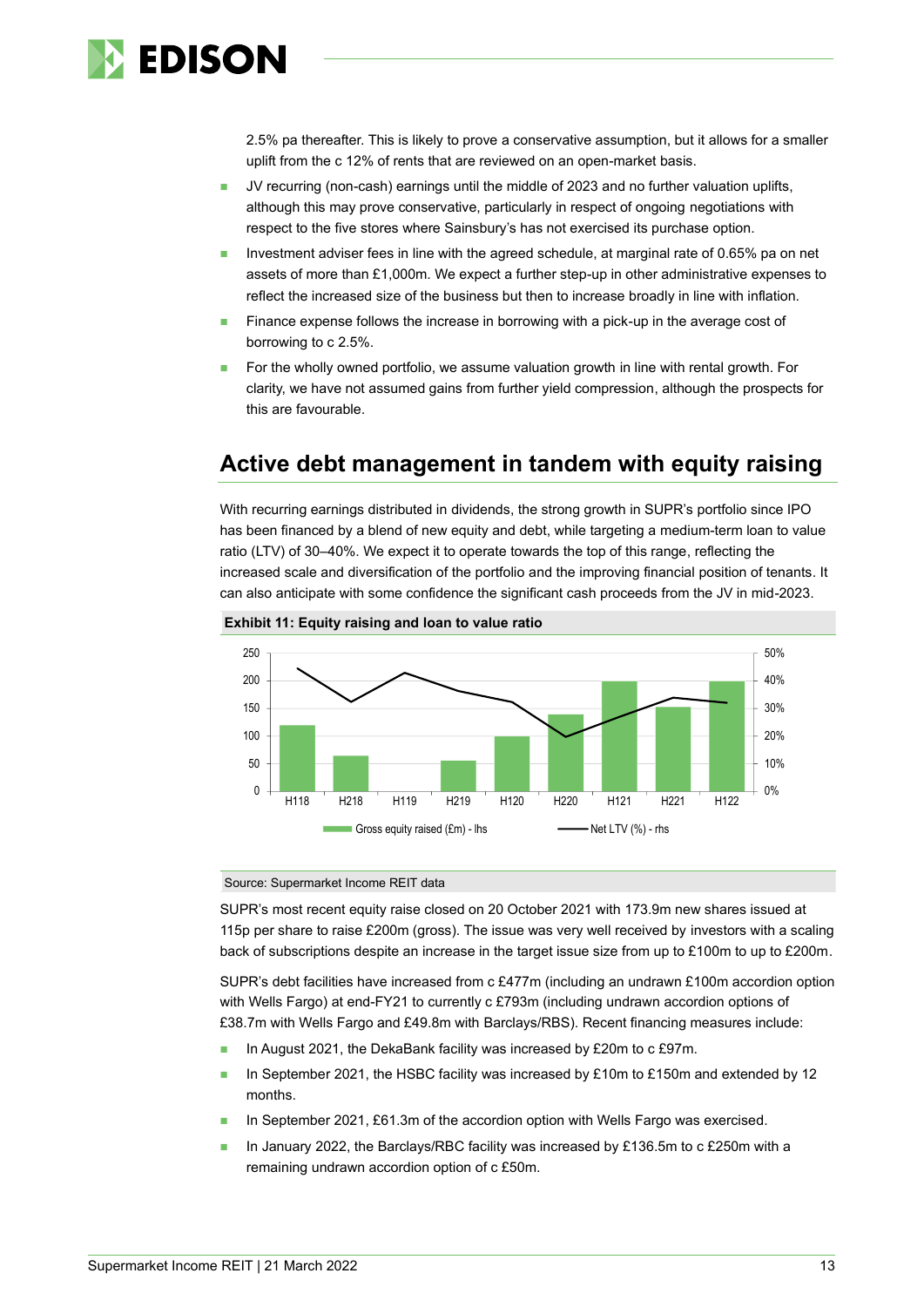2.5% pa thereafter. This is likely to prove a conservative assumption, but it allows for a smaller uplift from the c 12% of rents that are reviewed on an open-market basis.

- JV recurring (non-cash) earnings until the middle of 2023 and no further valuation uplifts, although this may prove conservative, particularly in respect of ongoing negotiations with respect to the five stores where Sainsbury's has not exercised its purchase option.
- Investment adviser fees in line with the agreed schedule, at marginal rate of 0.65% pa on net assets of more than £1,000m. We expect a further step-up in other administrative expenses to reflect the increased size of the business but then to increase broadly in line with inflation.
- Finance expense follows the increase in borrowing with a pick-up in the average cost of borrowing to c 2.5%.
- For the wholly owned portfolio, we assume valuation growth in line with rental growth. For clarity, we have not assumed gains from further yield compression, although the prospects for this are favourable.

## Active debt management in tandem with equity raising

With recurring earnings distributed in dividends, the strong growth in SUPR's portfolio since IPO has been financed by a blend of new equity and debt, while targeting a medium-term loan to value ratio (LTV) of 30–40%. We expect it to operate towards the top of this range, reflecting the increased scale and diversification of the portfolio and the improving financial position of tenants. It can also anticipate with some confidence the significant cash proceeds from the JV in mid-2023.

**Exhibit 11: Equity raising and loan to value ratio**

Source: Supermarket Income REIT data

SUPR's most recent equity raise closed on 20 October 2021 with 173.9m new shares issued at 115p per share to raise £200m (gross). The issue was very well received by investors with a scaling back of subscriptions despite an increase in the target issue size from up to £100m to up to £200m.

SUPR's debt facilities have increased from c £477m (including an undrawn £100m accordion option with Wells Fargo) at end-FY21 to currently c £793m (including undrawn accordion options of £38.7m with Wells Fargo and £49.8m with Barclays/RBS). Recent financing measures include:

- In August 2021, the DekaBank facility was increased by £20m to c £97m.
- In September 2021, the HSBC facility was increased by £10m to £150m and extended by 12 months.
- In September 2021, £61.3m of the accordion option with Wells Fargo was exercised.
- In January 2022, the Barclays/RBC facility was increased by £136.5m to c £250m with a remaining undrawn accordion option of c £50m.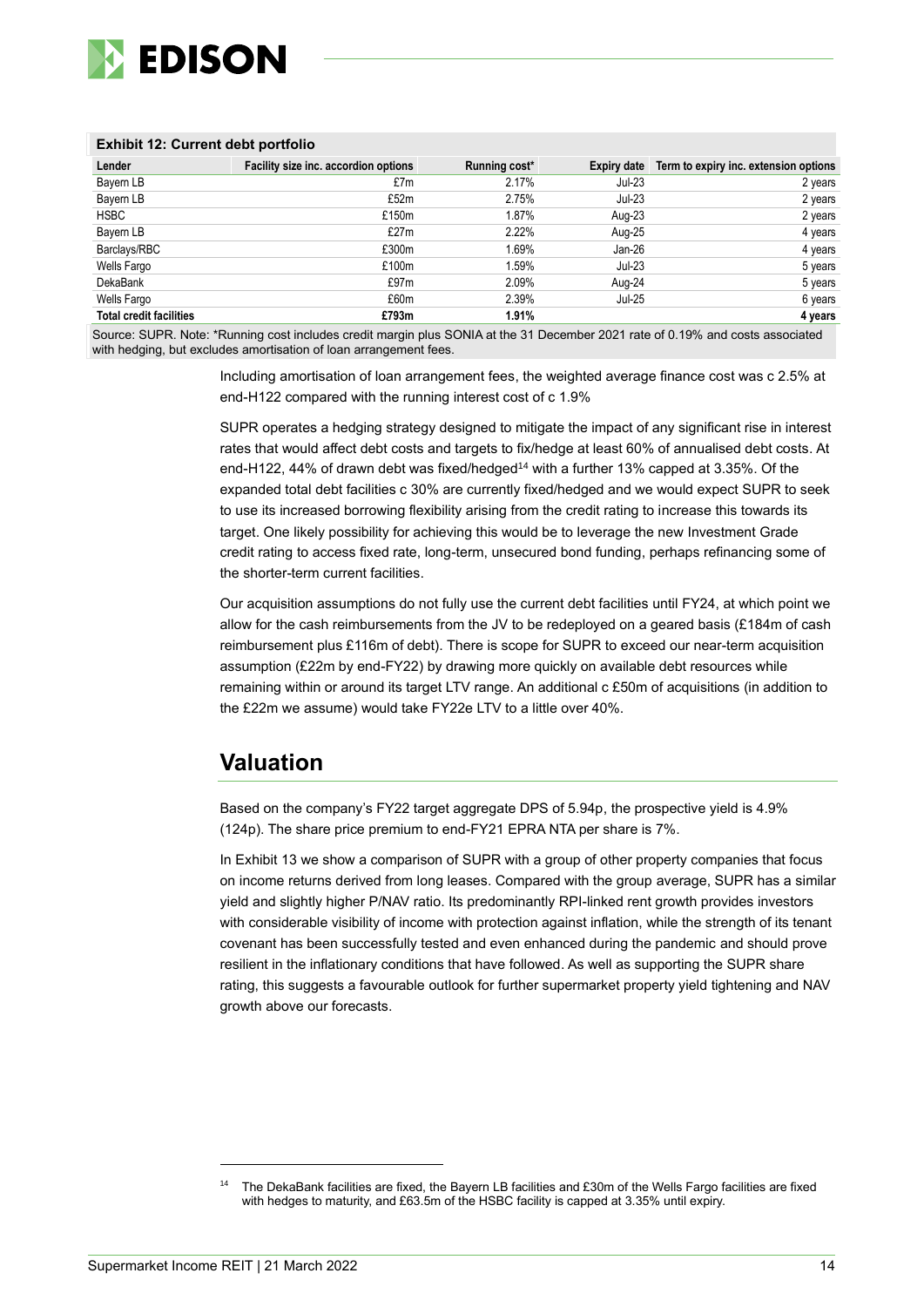**Exhibit 12: Current debt portfolio**

| Lender | Facility size inc. accordion options | Running cost* | Expiry date | Term to expiry inc. extension options |
|---|---|---|---|---|
| Bayern LB | £7m | 2.17% | Jul-23 | 2 years |
| Bayern LB | £52m | 2.75% | Jul-23 | 2 years |
| HSBC | £150m | 1.87% | Aug-23 | 2 years |
| Bayern LB | £27m | 2.22% | Aug-25 | 4 years |
| Barclays/RBC | £300m | 1.69% | Jan-26 | 4 years |
| Wells Fargo | £100m | 1.59% | Jul-23 | 5 years |
| DekaBank | £97m | 2.09% | Aug-24 | 5 years |
| Wells Fargo | £60m | 2.39% | Jul-25 | 6 years |
| **Total credit facilities** | **£793m** | **1.91%** | | **4 years** |

Source: SUPR. Note: *Running cost includes credit margin plus SONIA at the 31 December 2021 rate of 0.19% and costs associated with hedging, but excludes amortisation of loan arrangement fees.

Including amortisation of loan arrangement fees, the weighted average finance cost was c 2.5% at end-H122 compared with the running interest cost of c 1.9%

SUPR operates a hedging strategy designed to mitigate the impact of any significant rise in interest rates that would affect debt costs and targets to fix/hedge at least 60% of annualised debt costs. At end-H122, 44% of drawn debt was fixed/hedged[14] with a further 13% capped at 3.35%. Of the expanded total debt facilities c 30% are currently fixed/hedged and we would expect SUPR to seek to use its increased borrowing flexibility arising from the credit rating to increase this towards its target. One likely possibility for achieving this would be to leverage the new Investment Grade credit rating to access fixed rate, long-term, unsecured bond funding, perhaps refinancing some of the shorter-term current facilities.

Our acquisition assumptions do not fully use the current debt facilities until FY24, at which point we allow for the cash reimbursements from the JV to be redeployed on a geared basis (£184m of cash reimbursement plus £116m of debt). There is scope for SUPR to exceed our near-term acquisition assumption (£22m by end-FY22) by drawing more quickly on available debt resources while remaining within or around its target LTV range. An additional c £50m of acquisitions (in addition to the £22m we assume) would take FY22e LTV to a little over 40%.

## Valuation

Based on the company's FY22 target aggregate DPS of 5.94p, the prospective yield is 4.9% (124p). The share price premium to end-FY21 EPRA NTA per share is 7%.

In Exhibit 13 we show a comparison of SUPR with a group of other property companies that focus on income returns derived from long leases. Compared with the group average, SUPR has a similar yield and slightly higher P/NAV ratio. Its predominantly RPI-linked rent growth provides investors with considerable visibility of income with protection against inflation, while the strength of its tenant covenant has been successfully tested and even enhanced during the pandemic and should prove resilient in the inflationary conditions that have followed. As well as supporting the SUPR share rating, this suggests a favourable outlook for further supermarket property yield tightening and NAV growth above our forecasts.

[14] The DekaBank facilities are fixed, the Bayern LB facilities and £30m of the Wells Fargo facilities are fixed with hedges to maturity, and £63.5m of the HSBC facility is capped at 3.35% until expiry.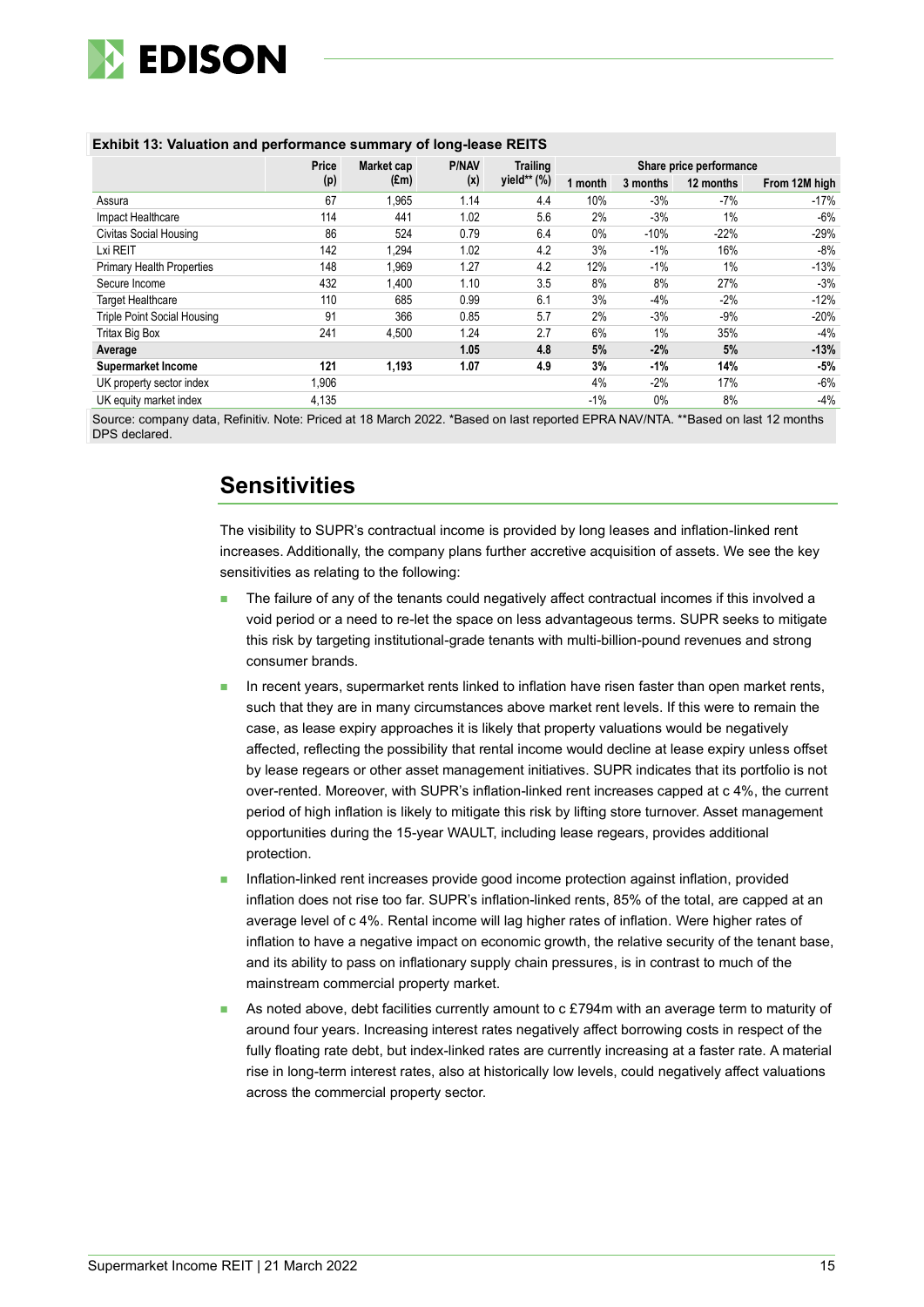**Exhibit 13: Valuation and performance summary of long-lease REITS**

| | Price (p) | Market cap (£m) | P/NAV (x) | Trailing yield** (%) | Share price performance | | | |
|---|---|---|---|---|---|---|---|---|
| | | | | | 1 month | 3 months | 12 months | From 12M high |
| Assura | 67 | 1,965 | 1.14 | 4.4 | 10% | -3% | -7% | -17% |
| Impact Healthcare | 114 | 441 | 1.02 | 5.6 | 2% | -3% | 1% | -6% |
| Civitas Social Housing | 86 | 524 | 0.79 | 6.4 | 0% | -10% | -22% | -29% |
| Lxi REIT | 142 | 1,294 | 1.02 | 4.2 | 3% | -1% | 16% | -8% |
| Primary Health Properties | 148 | 1,969 | 1.27 | 4.2 | 12% | -1% | 1% | -13% |
| Secure Income | 432 | 1,400 | 1.10 | 3.5 | 8% | 8% | 27% | -3% |
| Target Healthcare | 110 | 685 | 0.99 | 6.1 | 3% | -4% | -2% | -12% |
| Triple Point Social Housing | 91 | 366 | 0.85 | 5.7 | 2% | -3% | -9% | -20% |
| Tritax Big Box | 241 | 4,500 | 1.24 | 2.7 | 6% | 1% | 35% | -4% |
| **Average** | | | **1.05** | **4.8** | **5%** | **-2%** | **5%** | **-13%** |
| **Supermarket Income** | **121** | **1,193** | **1.07** | **4.9** | **3%** | **-1%** | **14%** | **-5%** |
| UK property sector index | 1,906 | | | | 4% | -2% | 17% | -6% |
| UK equity market index | 4,135 | | | | -1% | 0% | 8% | -4% |

Source: company data, Refinitiv. Note: Priced at 18 March 2022. *Based on last reported EPRA NAV/NTA. **Based on last 12 months DPS declared.

## Sensitivities

The visibility to SUPR's contractual income is provided by long leases and inflation-linked rent increases. Additionally, the company plans further accretive acquisition of assets. We see the key sensitivities as relating to the following:

- The failure of any of the tenants could negatively affect contractual incomes if this involved a void period or a need to re-let the space on less advantageous terms. SUPR seeks to mitigate this risk by targeting institutional-grade tenants with multi-billion-pound revenues and strong consumer brands.
- In recent years, supermarket rents linked to inflation have risen faster than open market rents, such that they are in many circumstances above market rent levels. If this were to remain the case, as lease expiry approaches it is likely that property valuations would be negatively affected, reflecting the possibility that rental income would decline at lease expiry unless offset by lease regears or other asset management initiatives. SUPR indicates that its portfolio is not over-rented. Moreover, with SUPR's inflation-linked rent increases capped at c 4%, the current period of high inflation is likely to mitigate this risk by lifting store turnover. Asset management opportunities during the 15-year WAULT, including lease regears, provides additional protection.
- Inflation-linked rent increases provide good income protection against inflation, provided inflation does not rise too far. SUPR's inflation-linked rents, 85% of the total, are capped at an average level of c 4%. Rental income will lag higher rates of inflation. Were higher rates of inflation to have a negative impact on economic growth, the relative security of the tenant base, and its ability to pass on inflationary supply chain pressures, is in contrast to much of the mainstream commercial property market.
- As noted above, debt facilities currently amount to c £794m with an average term to maturity of around four years. Increasing interest rates negatively affect borrowing costs in respect of the fully floating rate debt, but index-linked rates are currently increasing at a faster rate. A material rise in long-term interest rates, also at historically low levels, could negatively affect valuations across the commercial property sector.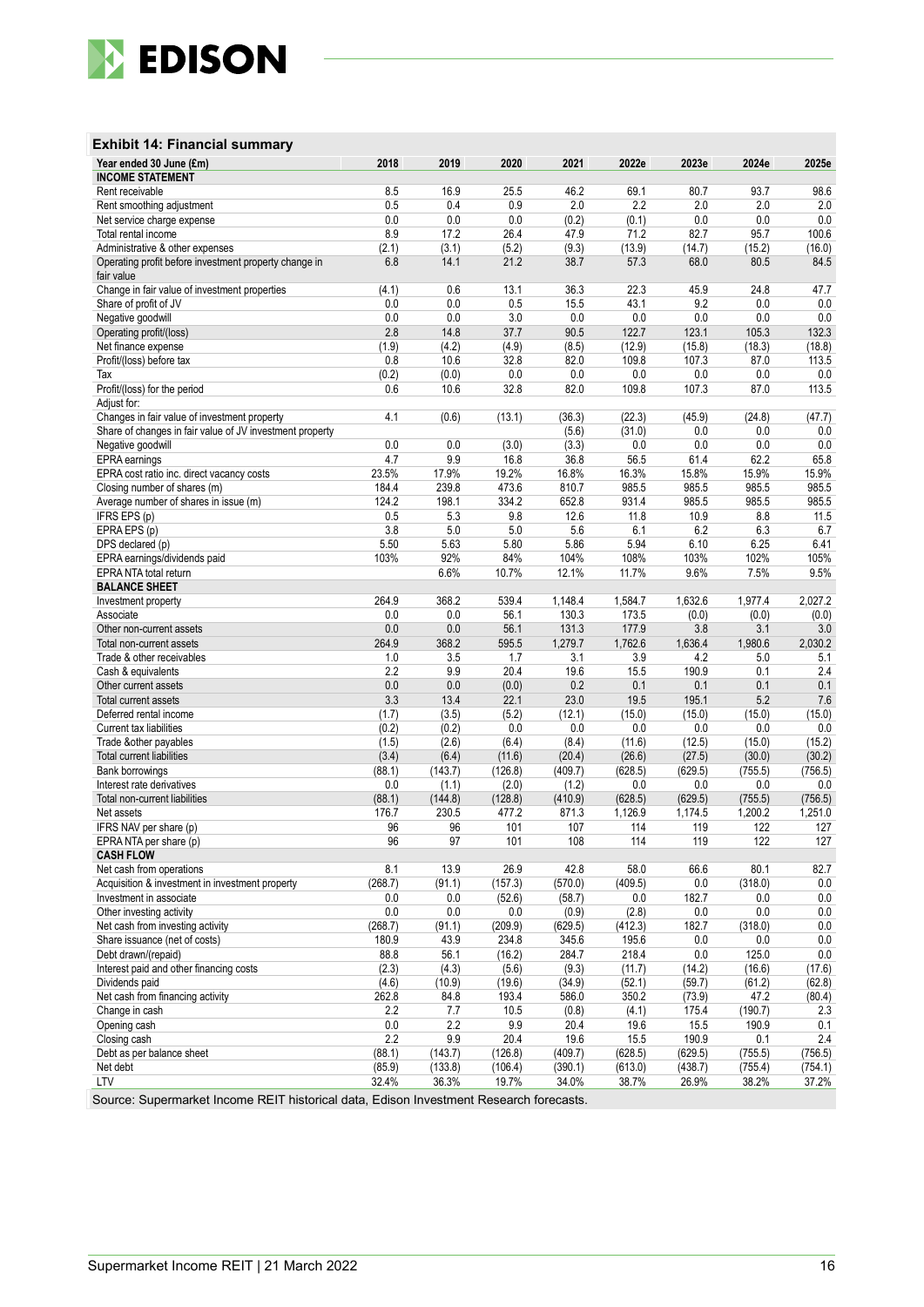### Exhibit 14: Financial summary

| Year ended 30 June (£m) | 2018 | 2019 | 2020 | 2021 | 2022e | 2023e | 2024e | 2025e |
|---|---|---|---|---|---|---|---|---|
| **INCOME STATEMENT** | | | | | | | | |
| Rent receivable | 8.5 | 16.9 | 25.5 | 46.2 | 69.1 | 80.7 | 93.7 | 98.6 |
| Rent smoothing adjustment | 0.5 | 0.4 | 0.9 | 2.0 | 2.2 | 2.0 | 2.0 | 2.0 |
| Net service charge expense | 0.0 | 0.0 | 0.0 | (0.2) | (0.1) | 0.0 | 0.0 | 0.0 |
| Total rental income | 8.9 | 17.2 | 26.4 | 47.9 | 71.2 | 82.7 | 95.7 | 100.6 |
| Administrative & other expenses | (2.1) | (3.1) | (5.2) | (9.3) | (13.9) | (14.7) | (15.2) | (16.0) |
| Operating profit before investment property change in fair value | 6.8 | 14.1 | 21.2 | 38.7 | 57.3 | 68.0 | 80.5 | 84.5 |
| Change in fair value of investment properties | (4.1) | 0.6 | 13.1 | 36.3 | 22.3 | 45.9 | 24.8 | 47.7 |
| Share of profit of JV | 0.0 | 0.0 | 0.5 | 15.5 | 43.1 | 9.2 | 0.0 | 0.0 |
| Negative goodwill | 0.0 | 0.0 | 3.0 | 0.0 | 0.0 | 0.0 | 0.0 | 0.0 |
| Operating profit/(loss) | 2.8 | 14.8 | 37.7 | 90.5 | 122.7 | 123.1 | 105.3 | 132.3 |
| Net finance expense | (1.9) | (4.2) | (4.9) | (8.5) | (12.9) | (15.8) | (18.3) | (18.8) |
| Profit/(loss) before tax | 0.8 | 10.6 | 32.8 | 82.0 | 109.8 | 107.3 | 87.0 | 113.5 |
| Tax | (0.2) | (0.0) | 0.0 | 0.0 | 0.0 | 0.0 | 0.0 | 0.0 |
| Profit/(loss) for the period | 0.6 | 10.6 | 32.8 | 82.0 | 109.8 | 107.3 | 87.0 | 113.5 |
| Adjust for: | | | | | | | | |
| Changes in fair value of investment property | 4.1 | (0.6) | (13.1) | (36.3) | (22.3) | (45.9) | (24.8) | (47.7) |
| Share of changes in fair value of JV investment property | | | | (5.6) | (31.0) | 0.0 | 0.0 | 0.0 |
| Negative goodwill | 0.0 | 0.0 | (3.0) | (3.3) | 0.0 | 0.0 | 0.0 | 0.0 |
| EPRA earnings | 4.7 | 9.9 | 16.8 | 36.8 | 56.5 | 61.4 | 62.2 | 65.8 |
| EPRA cost ratio inc. direct vacancy costs | 23.5% | 17.9% | 19.2% | 16.8% | 16.3% | 15.8% | 15.9% | 15.9% |
| Closing number of shares (m) | 184.4 | 239.8 | 473.6 | 810.7 | 985.5 | 985.5 | 985.5 | 985.5 |
| Average number of shares in issue (m) | 124.2 | 198.1 | 334.2 | 652.8 | 931.4 | 985.5 | 985.5 | 985.5 |
| IFRS EPS (p) | 0.5 | 5.3 | 9.8 | 12.6 | 11.8 | 10.9 | 8.8 | 11.5 |
| EPRA EPS (p) | 3.8 | 5.0 | 5.0 | 5.6 | 6.1 | 6.2 | 6.3 | 6.7 |
| DPS declared (p) | 5.50 | 5.63 | 5.80 | 5.86 | 5.94 | 6.10 | 6.25 | 6.41 |
| EPRA earnings/dividends paid | 103% | 92% | 84% | 104% | 108% | 103% | 102% | 105% |
| EPRA NTA total return | | 6.6% | 10.7% | 12.1% | 11.7% | 9.6% | 7.5% | 9.5% |
| **BALANCE SHEET** | | | | | | | | |
| Investment property | 264.9 | 368.2 | 539.4 | 1,148.4 | 1,584.7 | 1,632.6 | 1,977.4 | 2,027.2 |
| Associate | 0.0 | 0.0 | 56.1 | 130.3 | 173.5 | (0.0) | (0.0) | (0.0) |
| Other non-current assets | 0.0 | 0.0 | 56.1 | 131.3 | 177.9 | 3.8 | 3.1 | 3.0 |
| Total non-current assets | 264.9 | 368.2 | 595.5 | 1,279.7 | 1,762.6 | 1,636.4 | 1,980.6 | 2,030.2 |
| Trade & other receivables | 1.0 | 3.5 | 1.7 | 3.1 | 3.9 | 4.2 | 5.0 | 5.1 |
| Cash & equivalents | 2.2 | 9.9 | 20.4 | 19.6 | 15.5 | 190.9 | 0.1 | 2.4 |
| Other current assets | 0.0 | 0.0 | (0.0) | 0.2 | 0.1 | 0.1 | 0.1 | 0.1 |
| Total current assets | 3.3 | 13.4 | 22.1 | 23.0 | 19.5 | 195.1 | 5.2 | 7.6 |
| Deferred rental income | (1.7) | (3.5) | (5.2) | (12.1) | (15.0) | (15.0) | (15.0) | (15.0) |
| Current tax liabilities | (0.2) | (0.2) | 0.0 | 0.0 | 0.0 | 0.0 | 0.0 | 0.0 |
| Trade &other payables | (1.5) | (2.6) | (6.4) | (8.4) | (11.6) | (12.5) | (15.0) | (15.2) |
| Total current liabilities | (3.4) | (6.4) | (11.6) | (20.4) | (26.6) | (27.5) | (30.0) | (30.2) |
| Bank borrowings | (88.1) | (143.7) | (126.8) | (409.7) | (628.5) | (629.5) | (755.5) | (756.5) |
| Interest rate derivatives | 0.0 | (1.1) | (2.0) | (1.2) | 0.0 | 0.0 | 0.0 | 0.0 |
| Total non-current liabilities | (88.1) | (144.8) | (128.8) | (410.9) | (628.5) | (629.5) | (755.5) | (756.5) |
| Net assets | 176.7 | 230.5 | 477.2 | 871.3 | 1,126.9 | 1,174.5 | 1,200.2 | 1,251.0 |
| IFRS NAV per share (p) | 96 | 96 | 101 | 107 | 114 | 119 | 122 | 127 |
| EPRA NTA per share (p) | 96 | 97 | 101 | 108 | 114 | 119 | 122 | 127 |
| **CASH FLOW** | | | | | | | | |
| Net cash from operations | 8.1 | 13.9 | 26.9 | 42.8 | 58.0 | 66.6 | 80.1 | 82.7 |
| Acquisition & investment in investment property | (268.7) | (91.1) | (157.3) | (570.0) | (409.5) | 0.0 | (318.0) | 0.0 |
| Investment in associate | 0.0 | 0.0 | (52.6) | (58.7) | 0.0 | 182.7 | 0.0 | 0.0 |
| Other investing activity | 0.0 | 0.0 | 0.0 | (0.9) | (2.8) | 0.0 | 0.0 | 0.0 |
| Net cash from investing activity | (268.7) | (91.1) | (209.9) | (629.5) | (412.3) | 182.7 | (318.0) | 0.0 |
| Share issuance (net of costs) | 180.9 | 43.9 | 234.8 | 345.6 | 195.6 | 0.0 | 0.0 | 0.0 |
| Debt drawn/(repaid) | 88.8 | 56.1 | (16.2) | 284.7 | 218.4 | 0.0 | 125.0 | 0.0 |
| Interest paid and other financing costs | (2.3) | (4.3) | (5.6) | (9.3) | (11.7) | (14.2) | (16.6) | (17.6) |
| Dividends paid | (4.6) | (10.9) | (19.6) | (34.9) | (52.1) | (59.7) | (61.2) | (62.8) |
| Net cash from financing activity | 262.8 | 84.8 | 193.4 | 586.0 | 350.2 | (73.9) | 47.2 | (80.4) |
| Change in cash | 2.2 | 7.7 | 10.5 | (0.8) | (4.1) | 175.4 | (190.7) | 2.3 |
| Opening cash | 0.0 | 2.2 | 9.9 | 20.4 | 19.6 | 15.5 | 190.9 | 0.1 |
| Closing cash | 2.2 | 9.9 | 20.4 | 19.6 | 15.5 | 190.9 | 0.1 | 2.4 |
| Debt as per balance sheet | (88.1) | (143.7) | (126.8) | (409.7) | (628.5) | (629.5) | (755.5) | (756.5) |
| Net debt | (85.9) | (133.8) | (106.4) | (390.1) | (613.0) | (438.7) | (755.4) | (754.1) |
| LTV | 32.4% | 36.3% | 19.7% | 34.0% | 38.7% | 26.9% | 38.2% | 37.2% |

Source: Supermarket Income REIT historical data, Edison Investment Research forecasts.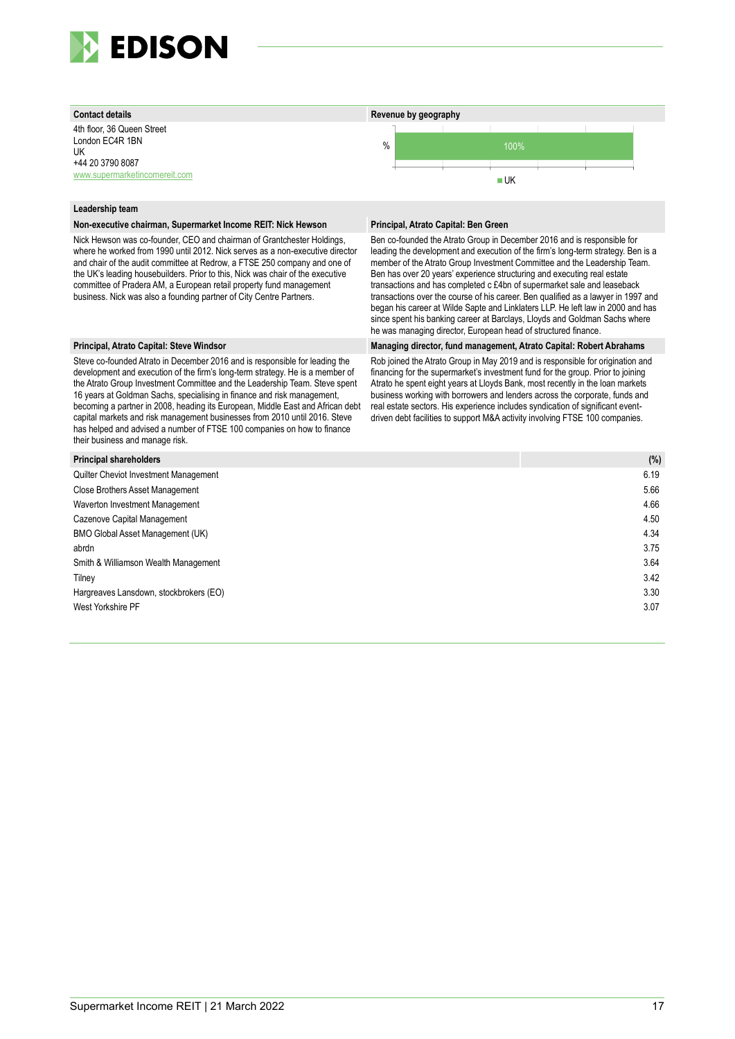**Contact details**

4th floor, 36 Queen Street
London EC4R 1BN
UK
+44 20 3790 8087
www.supermarketincomereit.com

**Revenue by geography**

| % | UK |
|---|---|
| | 100% |

**Leadership team**

**Non-executive chairman, Supermarket Income REIT: Nick Hewson**

Nick Hewson was co-founder, CEO and chairman of Grantchester Holdings, where he worked from 1990 until 2012. Nick serves as a non-executive director and chair of the audit committee at Redrow, a FTSE 250 company and one of the UK's leading housebuilders. Prior to this, Nick was chair of the executive committee of Pradera AM, a European retail property fund management business. Nick was also a founding partner of City Centre Partners.

**Principal, Atrato Capital: Ben Green**

Ben co-founded the Atrato Group in December 2016 and is responsible for leading the development and execution of the firm's long-term strategy. Ben is a member of the Atrato Group Investment Committee and the Leadership Team. Ben has over 20 years' experience structuring and executing real estate transactions and has completed c £4bn of supermarket sale and leaseback transactions over the course of his career. Ben qualified as a lawyer in 1997 and began his career at Wilde Sapte and Linklaters LLP. He left law in 2000 and has since spent his banking career at Barclays, Lloyds and Goldman Sachs where he was managing director, European head of structured finance.

**Principal, Atrato Capital: Steve Windsor**

Steve co-founded Atrato in December 2016 and is responsible for leading the development and execution of the firm's long-term strategy. He is a member of the Atrato Group Investment Committee and the Leadership Team. Steve spent 16 years at Goldman Sachs, specialising in finance and risk management, becoming a partner in 2008, heading its European, Middle East and African debt capital markets and risk management businesses from 2010 until 2016. Steve has helped and advised a number of FTSE 100 companies on how to finance their business and manage risk.

**Managing director, fund management, Atrato Capital: Robert Abrahams**

Rob joined the Atrato Group in May 2019 and is responsible for origination and financing for the supermarket's investment fund for the group. Prior to joining Atrato he spent eight years at Lloyds Bank, most recently in the loan markets business working with borrowers and lenders across the corporate, funds and real estate sectors. His experience includes syndication of significant event-driven debt facilities to support M&A activity involving FTSE 100 companies.

| Principal shareholders | (%) |
|---|---|
| Quilter Cheviot Investment Management | 6.19 |
| Close Brothers Asset Management | 5.66 |
| Waverton Investment Management | 4.66 |
| Cazenove Capital Management | 4.50 |
| BMO Global Asset Management (UK) | 4.34 |
| abrdn | 3.75 |
| Smith & Williamson Wealth Management | 3.64 |
| Tilney | 3.42 |
| Hargreaves Lansdown, stockbrokers (EO) | 3.30 |
| West Yorkshire PF | 3.07 |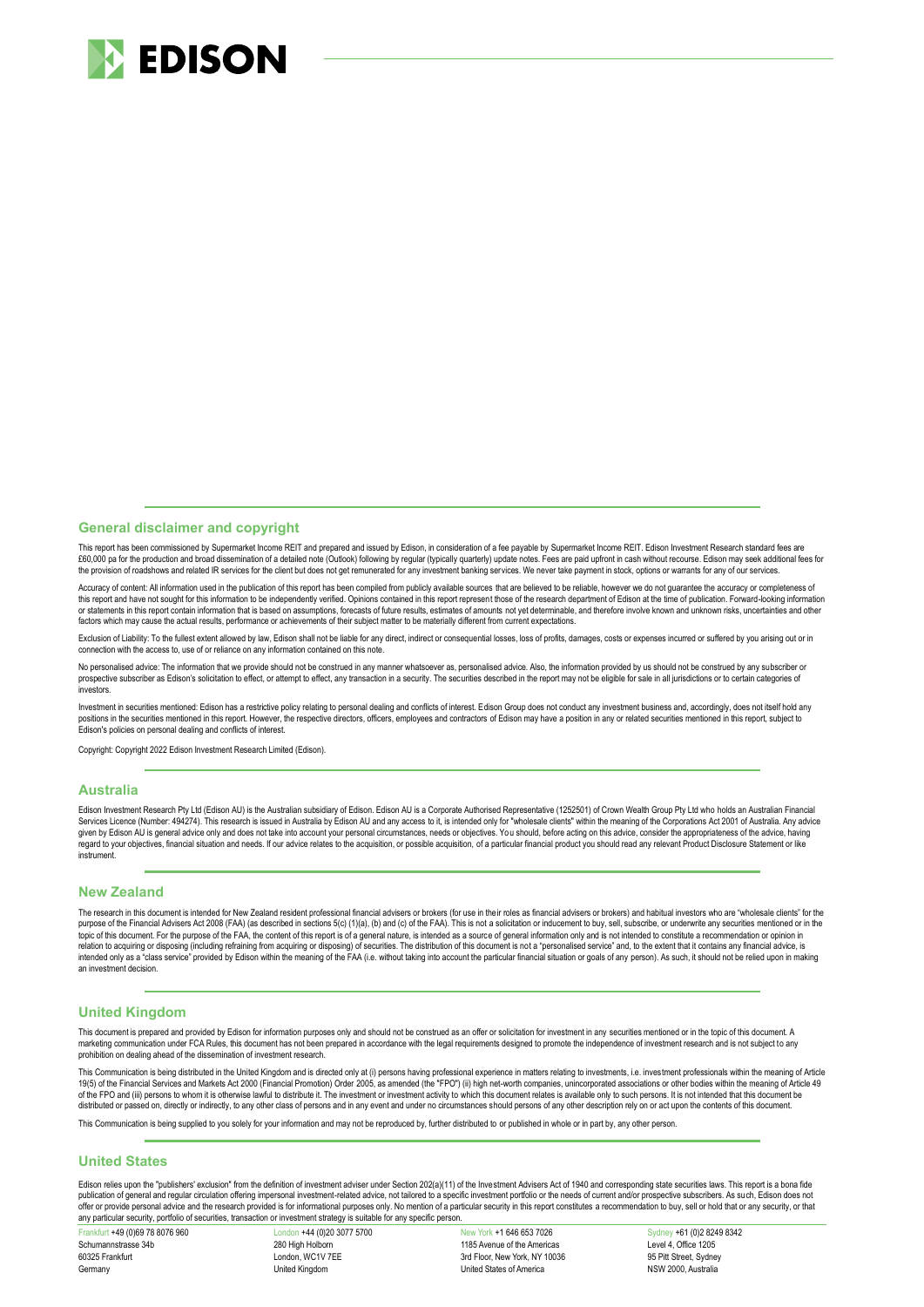## General disclaimer and copyright

This report has been commissioned by Supermarket Income REIT and prepared and issued by Edison, in consideration of a fee payable by Supermarket Income REIT. Edison Investment Research standard fees are £60,000 pa for the production and broad dissemination of a detailed note (Outlook) following by regular (typically quarterly) update notes. Fees are paid upfront in cash without recourse. Edison may seek additional fees for the provision of roadshows and related IR services for the client but does not get remunerated for any investment banking services. We never take payment in stock, options or warrants for any of our services.

Accuracy of content: All information used in the publication of this report has been compiled from publicly available sources that are believed to be reliable, however we do not guarantee the accuracy or completeness of this report and have not sought for this information to be independently verified. Opinions contained in this report represent those of the research department of Edison at the time of publication. Forward-looking information or statements in this report contain information that is based on assumptions, forecasts of future results, estimates of amounts not yet determinable, and therefore involve known and unknown risks, uncertainties and other factors which may cause the actual results, performance or achievements of their subject matter to be materially different from current expectations.

Exclusion of Liability: To the fullest extent allowed by law, Edison shall not be liable for any direct, indirect or consequential losses, loss of profits, damages, costs or expenses incurred or suffered by you arising out or in connection with the access to, use of or reliance on any information contained on this note.

No personalised advice: The information that we provide should not be construed in any manner whatsoever as, personalised advice. Also, the information provided by us should not be construed by any subscriber or prospective subscriber as Edison's solicitation to effect, or attempt to effect, any transaction in a security. The securities described in the report may not be eligible for sale in all jurisdictions or to certain categories of investors.

Investment in securities mentioned: Edison has a restrictive policy relating to personal dealing and conflicts of interest. Edison Group does not conduct any investment business and, accordingly, does not itself hold any positions in the securities mentioned in this report. However, the respective directors, officers, employees and contractors of Edison may have a position in any or related securities mentioned in this report, subject to Edison's policies on personal dealing and conflicts of interest.

Copyright: Copyright 2022 Edison Investment Research Limited (Edison).

## Australia

Edison Investment Research Pty Ltd (Edison AU) is the Australian subsidiary of Edison. Edison AU is a Corporate Authorised Representative (1252501) of Crown Wealth Group Pty Ltd who holds an Australian Financial Services Licence (Number: 494274). This research is issued in Australia by Edison AU and any access to it, is intended only for "wholesale clients" within the meaning of the Corporations Act 2001 of Australia. Any advice given by Edison AU is general advice only and does not take into account your personal circumstances, needs or objectives. You should, before acting on this advice, consider the appropriateness of the advice, having regard to your objectives, financial situation and needs. If our advice relates to the acquisition, or possible acquisition, of a particular financial product you should read any relevant Product Disclosure Statement or like instrument.

## New Zealand

The research in this document is intended for New Zealand resident professional financial advisers or brokers (for use in their roles as financial advisers or brokers) and habitual investors who are "wholesale clients" for the purpose of the Financial Advisers Act 2008 (FAA) (as described in sections 5(c) (1)(a), (b) and (c) of the FAA). This is not a solicitation or inducement to buy, sell, subscribe, or underwrite any securities mentioned or in the topic of this document. For the purpose of the FAA, the content of this report is of a general nature, is intended as a source of general information only and is not intended to constitute a recommendation or opinion in relation to acquiring or disposing (including refraining from acquiring or disposing) of securities. The distribution of this document is not a "personalised service" and, to the extent that it contains any financial advice, is intended only as a "class service" provided by Edison within the meaning of the FAA (i.e. without taking into account the particular financial situation or goals of any person). As such, it should not be relied upon in making an investment decision.

## United Kingdom

This document is prepared and provided by Edison for information purposes only and should not be construed as an offer or solicitation for investment in any securities mentioned or in the topic of this document. A marketing communication under FCA Rules, this document has not been prepared in accordance with the legal requirements designed to promote the independence of investment research and is not subject to any prohibition on dealing ahead of the dissemination of investment research.

This Communication is being distributed in the United Kingdom and is directed only at (i) persons having professional experience in matters relating to investments, i.e. investment professionals within the meaning of Article 19(5) of the Financial Services and Markets Act 2000 (Financial Promotion) Order 2005, as amended (the "FPO") (ii) high net-worth companies, unincorporated associations or other bodies within the meaning of Article 49 of the FPO and (iii) persons to whom it is otherwise lawful to distribute it. The investment or investment activity to which this document relates is available only to such persons. It is not intended that this document be distributed or passed on, directly or indirectly, to any other class of persons and in any event and under no circumstances should persons of any other description rely on or act upon the contents of this document.

This Communication is being supplied to you solely for your information and may not be reproduced by, further distributed to or published in whole or in part by, any other person.

## United States

Edison relies upon the "publishers' exclusion" from the definition of investment adviser under Section 202(a)(11) of the Investment Advisers Act of 1940 and corresponding state securities laws. This report is a bona fide publication of general and regular circulation offering impersonal investment-related advice, not tailored to a specific investment portfolio or the needs of current and/or prospective subscribers. As such, Edison does not offer or provide personal advice and the research provided is for informational purposes only. No mention of a particular security in this report constitutes a recommendation to buy, sell or hold that or any security, or that any particular security, portfolio of securities, transaction or investment strategy is suitable for any specific person.

Frankfurt +49 (0)69 78 8076 960
Schumannstrasse 34b
60325 Frankfurt
Germany

London +44 (0)20 3077 5700
280 High Holborn
London, WC1V 7EE
United Kingdom

New York +1 646 653 7026
1185 Avenue of the Americas
3rd Floor, New York, NY 10036
United States of America

Sydney +61 (0)2 8249 8342
Level 4, Office 1205
95 Pitt Street, Sydney
NSW 2000, Australia